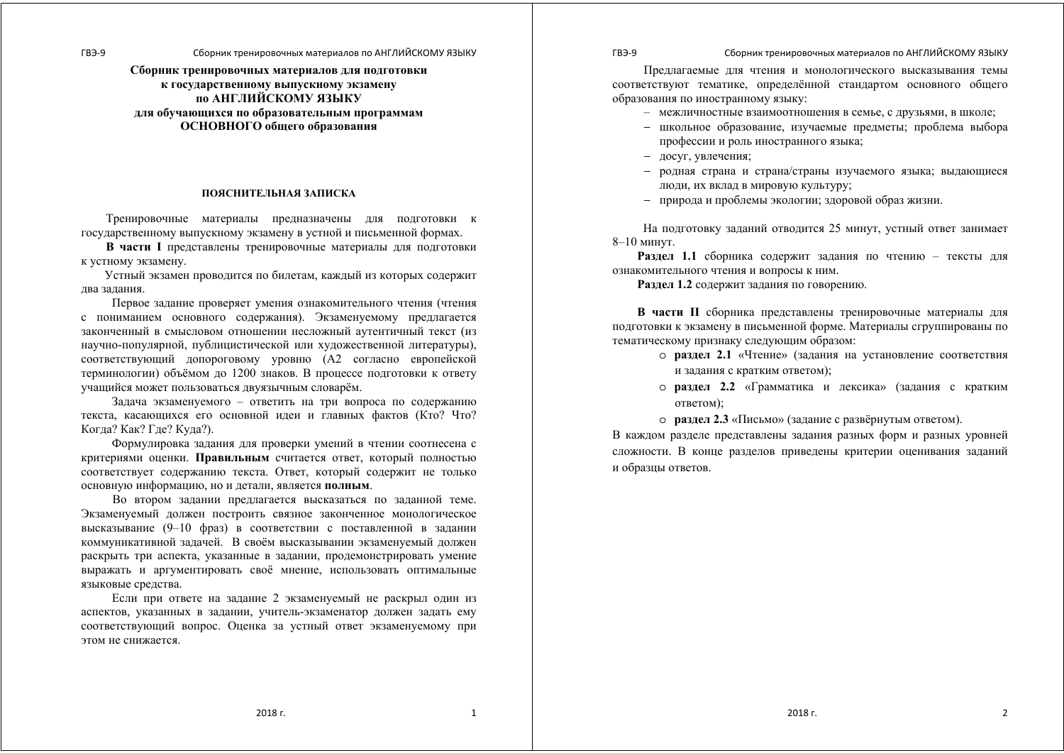**Сборник тренировочных материалов для подготовки к государственному выпускному экзамену по АНГЛИЙСКОМУ ЯЗЫКУ для обучающихся по образовательным программам ОСНОВНОГО общего образования**

## ПОЯСНИТЕЛЬНАЯ ЗАПИСКА

Тренировочные материалы предназначены для подготовки к государственному выпускному экзамену в устной и письменной формах.

**В части I** представлены тренировочные материалы для подготовки к устному экзамену.

Устный экзамен проводится по билетам, каждый из которых содержит два задания.

Первое задание проверяет умения ознакомительного чтения (чтения с пониманием основного содержания). Экзаменуемому предлагается законченный в смысловом отношении несложный аутентичный текст (из научно-популярной, публицистической или художественной литературы), соответствующий допороговому уровню (А2 согласно европейской терминологии) объёмом до 1200 знаков. В процессе подготовки к ответу учащийся может пользоваться двуязычным словарём.

Задача экзаменуемого – ответить на три вопроса по содержанию текста, касающихся его основной идеи и главных фактов (Кто? Что? Когда? Как? Где? Куда?).

Формулировка задания для проверки умений в чтении соотнесена с критериями оценки. **Правильным** считается ответ, который полностью соответствует содержанию текста. Ответ, который содержит не только основную информацию, но и детали, является **полным**.

Во втором задании предлагается высказаться по заданной теме. Экзаменуемый должен построить связное законченное монологическое высказывание (9–10 фраз) в соответствии с поставленной в задании коммуникативной задачей. В своём высказывании экзаменуемый должен раскрыть три аспекта, указанные в задании, продемонстрировать умение выражать и аргументировать своё мнение, использовать оптимальные языковые средства.

Если при ответе на задание 2 экзаменуемый не раскрыл один из аспектов, указанных в задании, учитель-экзаменатор должен задать ему соответствующий вопрос. Оценка за устный ответ экзаменуемому при этом не снижается.

Предлагаемые для чтения и монологического высказывания темы соответствуют тематике, определённой стандартом основного общего образования по иностранному языку:

- межличностные взаимоотношения в семье, с друзьями, в школе;
- школьное образование, изучаемые предметы; проблема выбора профессии и роль иностранного языка;
- досуг, увлечения;
- родная страна и страна/страны изучаемого языка; выдающиеся люди, их вклад в мировую культуру;
- природа и проблемы экологии; здоровой образ жизни.

На подготовку заданий отводится 25 минут, устный ответ занимает 8–10 минут.

**Раздел 1.1** сборника содержит задания по чтению – тексты для ознакомительного чтения и вопросы к ним.

**Раздел 1.2** содержит задания по говорению.

**В части II** сборника представлены тренировочные материалы для подготовки к экзамену в письменной форме. Материалы сгруппированы по тематическому признаку следующим образом:

- **раздел 2.1** «Чтение» (задания на установление соответствия и задания с кратким ответом);
- **раздел 2.2** «Грамматика и лексика» (задания с кратким ответом);
- **раздел 2.3** «Письмо» (задание с развёрнутым ответом).

В каждом разделе представлены задания разных форм и разных уровней сложности. В конце разделов приведены критерии оценивания заданий и образцы ответов.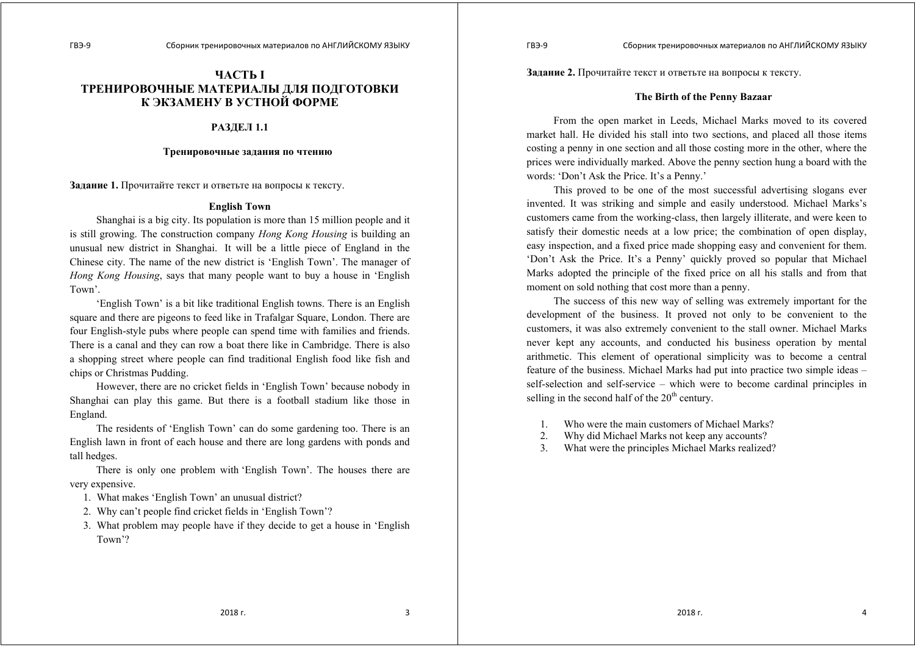# ЧАСТЬ I
# ТРЕНИРОВОЧНЫЕ МАТЕРИАЛЫ ДЛЯ ПОДГОТОВКИ К ЭКЗАМЕНУ В УСТНОЙ ФОРМЕ

## РАЗДЕЛ 1.1

### Тренировочные задания по чтению

**Задание 1.** Прочитайте текст и ответьте на вопросы к тексту.

**English Town**

Shanghai is a big city. Its population is more than 15 million people and it is still growing. The construction company *Hong Kong Housing* is building an unusual new district in Shanghai. It will be a little piece of England in the Chinese city. The name of the new district is 'English Town'. The manager of *Hong Kong Housing*, says that many people want to buy a house in 'English Town'.

'English Town' is a bit like traditional English towns. There is an English square and there are pigeons to feed like in Trafalgar Square, London. There are four English-style pubs where people can spend time with families and friends. There is a canal and they can row a boat there like in Cambridge. There is also a shopping street where people can find traditional English food like fish and chips or Christmas Pudding.

However, there are no cricket fields in 'English Town' because nobody in Shanghai can play this game. But there is a football stadium like those in England.

The residents of 'English Town' can do some gardening too. There is an English lawn in front of each house and there are long gardens with ponds and tall hedges.

There is only one problem with 'English Town'. The houses there are very expensive.

1. What makes 'English Town' an unusual district?
2. Why can't people find cricket fields in 'English Town'?
3. What problem may people have if they decide to get a house in 'English Town'?

**Задание 2.** Прочитайте текст и ответьте на вопросы к тексту.

**The Birth of the Penny Bazaar**

From the open market in Leeds, Michael Marks moved to its covered market hall. He divided his stall into two sections, and placed all those items costing a penny in one section and all those costing more in the other, where the prices were individually marked. Above the penny section hung a board with the words: 'Don't Ask the Price. It's a Penny.'

This proved to be one of the most successful advertising slogans ever invented. It was striking and simple and easily understood. Michael Marks's customers came from the working-class, then largely illiterate, and were keen to satisfy their domestic needs at a low price; the combination of open display, easy inspection, and a fixed price made shopping easy and convenient for them. 'Don't Ask the Price. It's a Penny' quickly proved so popular that Michael Marks adopted the principle of the fixed price on all his stalls and from that moment on sold nothing that cost more than a penny.

The success of this new way of selling was extremely important for the development of the business. It proved not only to be convenient to the customers, it was also extremely convenient to the stall owner. Michael Marks never kept any accounts, and conducted his business operation by mental arithmetic. This element of operational simplicity was to become a central feature of the business. Michael Marks had put into practice two simple ideas – self-selection and self-service – which were to become cardinal principles in selling in the second half of the 20th century.

1. Who were the main customers of Michael Marks?
2. Why did Michael Marks not keep any accounts?
3. What were the principles Michael Marks realized?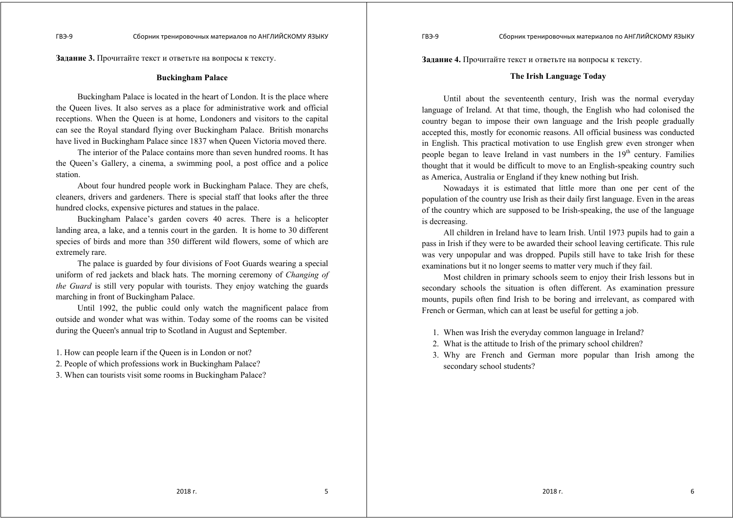**Задание 3.** Прочитайте текст и ответьте на вопросы к тексту.

### Buckingham Palace

Buckingham Palace is located in the heart of London. It is the place where the Queen lives. It also serves as a place for administrative work and official receptions. When the Queen is at home, Londoners and visitors to the capital can see the Royal standard flying over Buckingham Palace. British monarchs have lived in Buckingham Palace since 1837 when Queen Victoria moved there.

The interior of the Palace contains more than seven hundred rooms. It has the Queen's Gallery, a cinema, a swimming pool, a post office and a police station.

About four hundred people work in Buckingham Palace. They are chefs, cleaners, drivers and gardeners. There is special staff that looks after the three hundred clocks, expensive pictures and statues in the palace.

Buckingham Palace's garden covers 40 acres. There is a helicopter landing area, a lake, and a tennis court in the garden. It is home to 30 different species of birds and more than 350 different wild flowers, some of which are extremely rare.

The palace is guarded by four divisions of Foot Guards wearing a special uniform of red jackets and black hats. The morning ceremony of *Changing of the Guard* is still very popular with tourists. They enjoy watching the guards marching in front of Buckingham Palace.

Until 1992, the public could only watch the magnificent palace from outside and wonder what was within. Today some of the rooms can be visited during the Queen's annual trip to Scotland in August and September.

1. How can people learn if the Queen is in London or not?
2. People of which professions work in Buckingham Palace?
3. When can tourists visit some rooms in Buckingham Palace?

**Задание 4.** Прочитайте текст и ответьте на вопросы к тексту.

### The Irish Language Today

Until about the seventeenth century, Irish was the normal everyday language of Ireland. At that time, though, the English who had colonised the country began to impose their own language and the Irish people gradually accepted this, mostly for economic reasons. All official business was conducted in English. This practical motivation to use English grew even stronger when people began to leave Ireland in vast numbers in the 19th century. Families thought that it would be difficult to move to an English-speaking country such as America, Australia or England if they knew nothing but Irish.

Nowadays it is estimated that little more than one per cent of the population of the country use Irish as their daily first language. Even in the areas of the country which are supposed to be Irish-speaking, the use of the language is decreasing.

All children in Ireland have to learn Irish. Until 1973 pupils had to gain a pass in Irish if they were to be awarded their school leaving certificate. This rule was very unpopular and was dropped. Pupils still have to take Irish for these examinations but it no longer seems to matter very much if they fail.

Most children in primary schools seem to enjoy their Irish lessons but in secondary schools the situation is often different. As examination pressure mounts, pupils often find Irish to be boring and irrelevant, as compared with French or German, which can at least be useful for getting a job.

1. When was Irish the everyday common language in Ireland?
2. What is the attitude to Irish of the primary school children?
3. Why are French and German more popular than Irish among the secondary school students?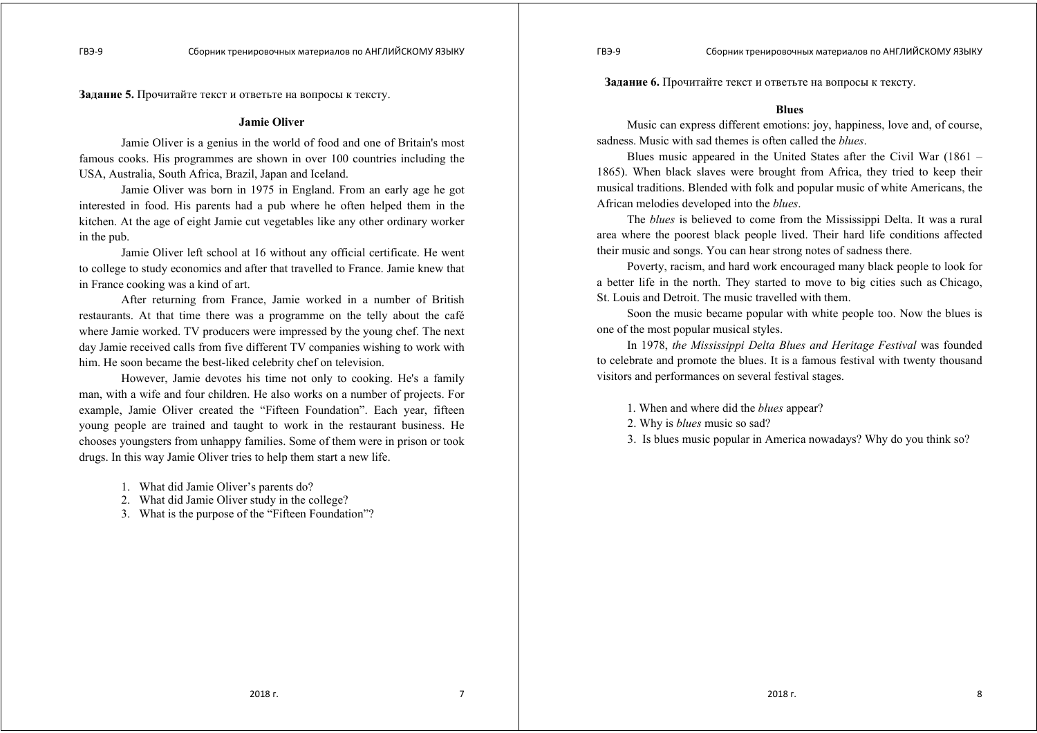**Задание 5.** Прочитайте текст и ответьте на вопросы к тексту.

### Jamie Oliver

Jamie Oliver is a genius in the world of food and one of Britain's most famous cooks. His programmes are shown in over 100 countries including the USA, Australia, South Africa, Brazil, Japan and Iceland.

Jamie Oliver was born in 1975 in England. From an early age he got interested in food. His parents had a pub where he often helped them in the kitchen. At the age of eight Jamie cut vegetables like any other ordinary worker in the pub.

Jamie Oliver left school at 16 without any official certificate. He went to college to study economics and after that travelled to France. Jamie knew that in France cooking was a kind of art.

After returning from France, Jamie worked in a number of British restaurants. At that time there was a programme on the telly about the café where Jamie worked. TV producers were impressed by the young chef. The next day Jamie received calls from five different TV companies wishing to work with him. He soon became the best-liked celebrity chef on television.

However, Jamie devotes his time not only to cooking. He's a family man, with a wife and four children. He also works on a number of projects. For example, Jamie Oliver created the "Fifteen Foundation". Each year, fifteen young people are trained and taught to work in the restaurant business. He chooses youngsters from unhappy families. Some of them were in prison or took drugs. In this way Jamie Oliver tries to help them start a new life.

1. What did Jamie Oliver's parents do?
2. What did Jamie Oliver study in the college?
3. What is the purpose of the "Fifteen Foundation"?

**Задание 6.** Прочитайте текст и ответьте на вопросы к тексту.

### Blues

Music can express different emotions: joy, happiness, love and, of course, sadness. Music with sad themes is often called the *blues*.

Blues music appeared in the United States after the Civil War (1861 – 1865). When black slaves were brought from Africa, they tried to keep their musical traditions. Blended with folk and popular music of white Americans, the African melodies developed into the *blues*.

The *blues* is believed to come from the Mississippi Delta. It was a rural area where the poorest black people lived. Their hard life conditions affected their music and songs. You can hear strong notes of sadness there.

Poverty, racism, and hard work encouraged many black people to look for a better life in the north. They started to move to big cities such as Chicago, St. Louis and Detroit. The music travelled with them.

Soon the music became popular with white people too. Now the blues is one of the most popular musical styles.

In 1978, *the Mississippi Delta Blues and Heritage Festival* was founded to celebrate and promote the blues. It is a famous festival with twenty thousand visitors and performances on several festival stages.

1. When and where did the *blues* appear?
2. Why is *blues* music so sad?
3. Is blues music popular in America nowadays? Why do you think so?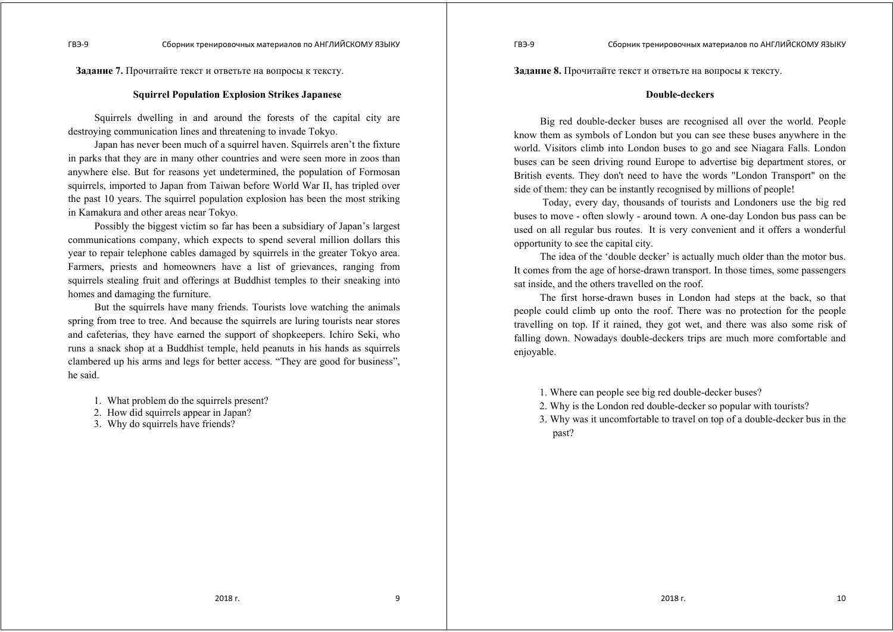**Задание 7.** Прочитайте текст и ответьте на вопросы к тексту.

### Squirrel Population Explosion Strikes Japanese

Squirrels dwelling in and around the forests of the capital city are destroying communication lines and threatening to invade Tokyo.

Japan has never been much of a squirrel haven. Squirrels aren't the fixture in parks that they are in many other countries and were seen more in zoos than anywhere else. But for reasons yet undetermined, the population of Formosan squirrels, imported to Japan from Taiwan before World War II, has tripled over the past 10 years. The squirrel population explosion has been the most striking in Kamakura and other areas near Tokyo.

Possibly the biggest victim so far has been a subsidiary of Japan's largest communications company, which expects to spend several million dollars this year to repair telephone cables damaged by squirrels in the greater Tokyo area. Farmers, priests and homeowners have a list of grievances, ranging from squirrels stealing fruit and offerings at Buddhist temples to their sneaking into homes and damaging the furniture.

But the squirrels have many friends. Tourists love watching the animals spring from tree to tree. And because the squirrels are luring tourists near stores and cafeterias, they have earned the support of shopkeepers. Ichiro Seki, who runs a snack shop at a Buddhist temple, held peanuts in his hands as squirrels clambered up his arms and legs for better access. "They are good for business", he said.

1. What problem do the squirrels present?
2. How did squirrels appear in Japan?
3. Why do squirrels have friends?

**Задание 8.** Прочитайте текст и ответьте на вопросы к тексту.

### Double-deckers

Big red double-decker buses are recognised all over the world. People know them as symbols of London but you can see these buses anywhere in the world. Visitors climb into London buses to go and see Niagara Falls. London buses can be seen driving round Europe to advertise big department stores, or British events. They don't need to have the words "London Transport" on the side of them: they can be instantly recognised by millions of people!

Today, every day, thousands of tourists and Londoners use the big red buses to move - often slowly - around town. A one-day London bus pass can be used on all regular bus routes. It is very convenient and it offers a wonderful opportunity to see the capital city.

The idea of the 'double decker' is actually much older than the motor bus. It comes from the age of horse-drawn transport. In those times, some passengers sat inside, and the others travelled on the roof.

The first horse-drawn buses in London had steps at the back, so that people could climb up onto the roof. There was no protection for the people travelling on top. If it rained, they got wet, and there was also some risk of falling down. Nowadays double-deckers trips are much more comfortable and enjoyable.

1. Where can people see big red double-decker buses?
2. Why is the London red double-decker so popular with tourists?
3. Why was it uncomfortable to travel on top of a double-decker bus in the past?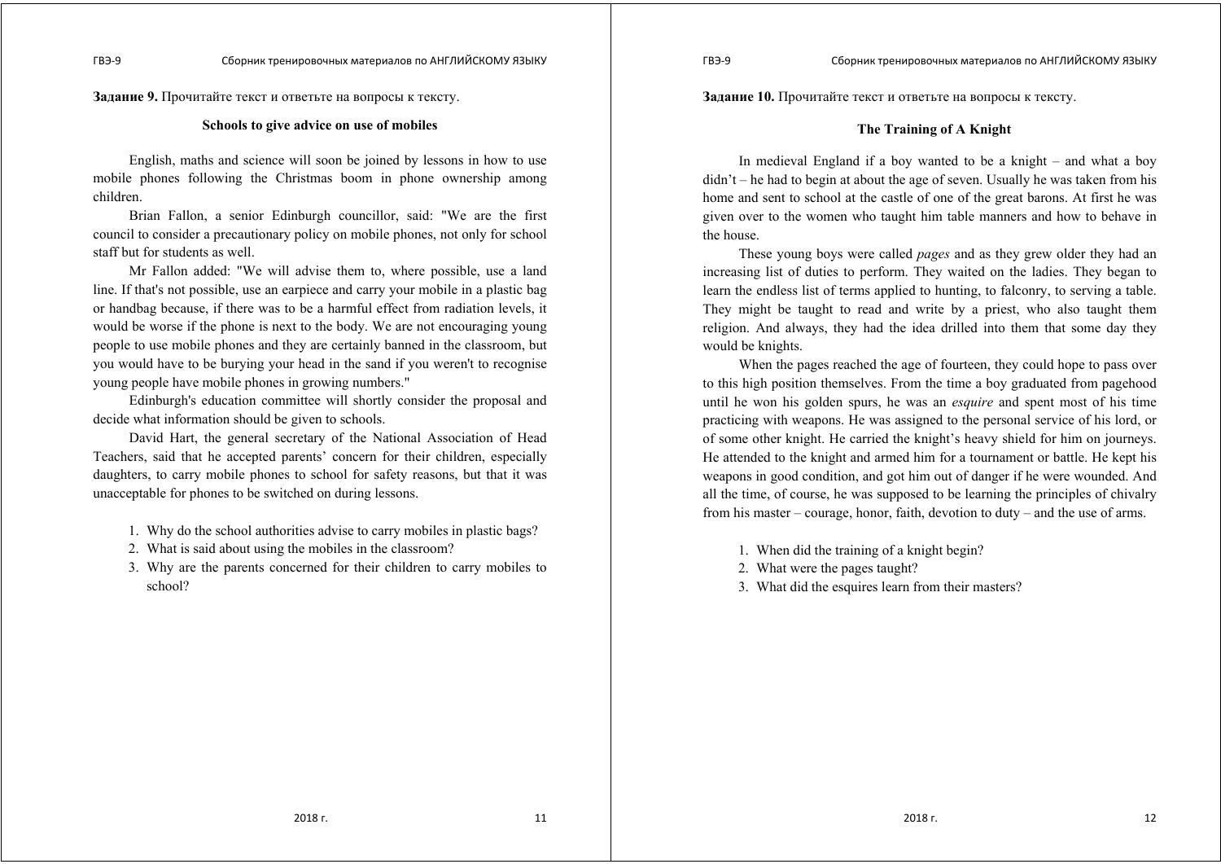**Задание 9.** Прочитайте текст и ответьте на вопросы к тексту.

## Schools to give advice on use of mobiles

English, maths and science will soon be joined by lessons in how to use mobile phones following the Christmas boom in phone ownership among children.

Brian Fallon, a senior Edinburgh councillor, said: "We are the first council to consider a precautionary policy on mobile phones, not only for school staff but for students as well.

Mr Fallon added: "We will advise them to, where possible, use a land line. If that's not possible, use an earpiece and carry your mobile in a plastic bag or handbag because, if there was to be a harmful effect from radiation levels, it would be worse if the phone is next to the body. We are not encouraging young people to use mobile phones and they are certainly banned in the classroom, but you would have to be burying your head in the sand if you weren't to recognise young people have mobile phones in growing numbers."

Edinburgh's education committee will shortly consider the proposal and decide what information should be given to schools.

David Hart, the general secretary of the National Association of Head Teachers, said that he accepted parents' concern for their children, especially daughters, to carry mobile phones to school for safety reasons, but that it was unacceptable for phones to be switched on during lessons.

1. Why do the school authorities advise to carry mobiles in plastic bags?
2. What is said about using the mobiles in the classroom?
3. Why are the parents concerned for their children to carry mobiles to school?

**Задание 10.** Прочитайте текст и ответьте на вопросы к тексту.

## The Training of A Knight

In medieval England if a boy wanted to be a knight – and what a boy didn't – he had to begin at about the age of seven. Usually he was taken from his home and sent to school at the castle of one of the great barons. At first he was given over to the women who taught him table manners and how to behave in the house.

These young boys were called *pages* and as they grew older they had an increasing list of duties to perform. They waited on the ladies. They began to learn the endless list of terms applied to hunting, to falconry, to serving a table. They might be taught to read and write by a priest, who also taught them religion. And always, they had the idea drilled into them that some day they would be knights.

When the pages reached the age of fourteen, they could hope to pass over to this high position themselves. From the time a boy graduated from pagehood until he won his golden spurs, he was an *esquire* and spent most of his time practicing with weapons. He was assigned to the personal service of his lord, or of some other knight. He carried the knight's heavy shield for him on journeys. He attended to the knight and armed him for a tournament or battle. He kept his weapons in good condition, and got him out of danger if he were wounded. And all the time, of course, he was supposed to be learning the principles of chivalry from his master – courage, honor, faith, devotion to duty – and the use of arms.

1. When did the training of a knight begin?
2. What were the pages taught?
3. What did the esquires learn from their masters?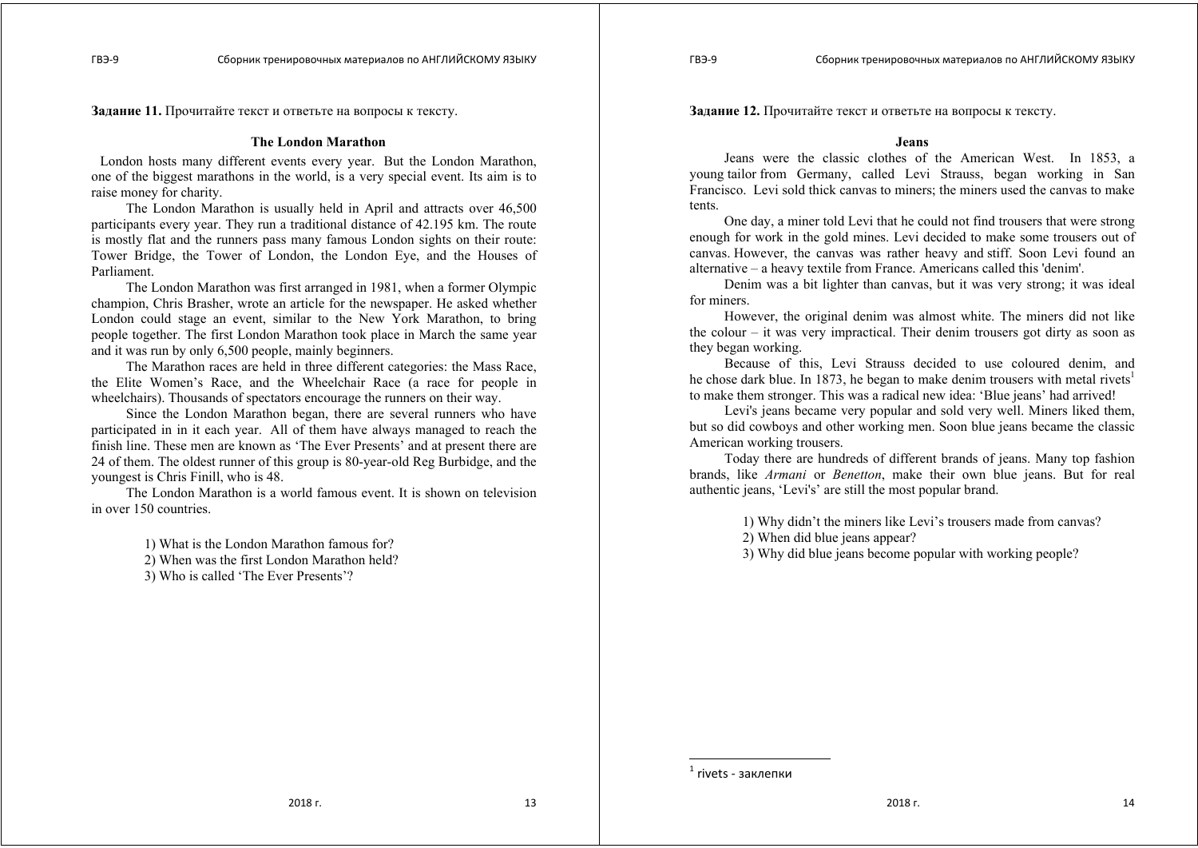**Задание 11.** Прочитайте текст и ответьте на вопросы к тексту.

### The London Marathon

London hosts many different events every year. But the London Marathon, one of the biggest marathons in the world, is a very special event. Its aim is to raise money for charity.

The London Marathon is usually held in April and attracts over 46,500 participants every year. They run a traditional distance of 42.195 km. The route is mostly flat and the runners pass many famous London sights on their route: Tower Bridge, the Tower of London, the London Eye, and the Houses of Parliament.

The London Marathon was first arranged in 1981, when a former Olympic champion, Chris Brasher, wrote an article for the newspaper. He asked whether London could stage an event, similar to the New York Marathon, to bring people together. The first London Marathon took place in March the same year and it was run by only 6,500 people, mainly beginners.

The Marathon races are held in three different categories: the Mass Race, the Elite Women's Race, and the Wheelchair Race (a race for people in wheelchairs). Thousands of spectators encourage the runners on their way.

Since the London Marathon began, there are several runners who have participated in in it each year. All of them have always managed to reach the finish line. These men are known as 'The Ever Presents' and at present there are 24 of them. The oldest runner of this group is 80-year-old Reg Burbidge, and the youngest is Chris Finill, who is 48.

The London Marathon is a world famous event. It is shown on television in over 150 countries.

1) What is the London Marathon famous for?
2) When was the first London Marathon held?
3) Who is called 'The Ever Presents'?

**Задание 12.** Прочитайте текст и ответьте на вопросы к тексту.

### Jeans

Jeans were the classic clothes of the American West. In 1853, a young tailor from Germany, called Levi Strauss, began working in San Francisco. Levi sold thick canvas to miners; the miners used the canvas to make tents.

One day, a miner told Levi that he could not find trousers that were strong enough for work in the gold mines. Levi decided to make some trousers out of canvas. However, the canvas was rather heavy and stiff. Soon Levi found an alternative – a heavy textile from France. Americans called this 'denim'.

Denim was a bit lighter than canvas, but it was very strong; it was ideal for miners.

However, the original denim was almost white. The miners did not like the colour – it was very impractical. Their denim trousers got dirty as soon as they began working.

Because of this, Levi Strauss decided to use coloured denim, and he chose dark blue. In 1873, he began to make denim trousers with metal rivets[1] to make them stronger. This was a radical new idea: 'Blue jeans' had arrived!

Levi's jeans became very popular and sold very well. Miners liked them, but so did cowboys and other working men. Soon blue jeans became the classic American working trousers.

Today there are hundreds of different brands of jeans. Many top fashion brands, like *Armani* or *Benetton*, make their own blue jeans. But for real authentic jeans, 'Levi's' are still the most popular brand.

1) Why didn't the miners like Levi's trousers made from canvas?
2) When did blue jeans appear?
3) Why did blue jeans become popular with working people?

[1] rivets - заклепки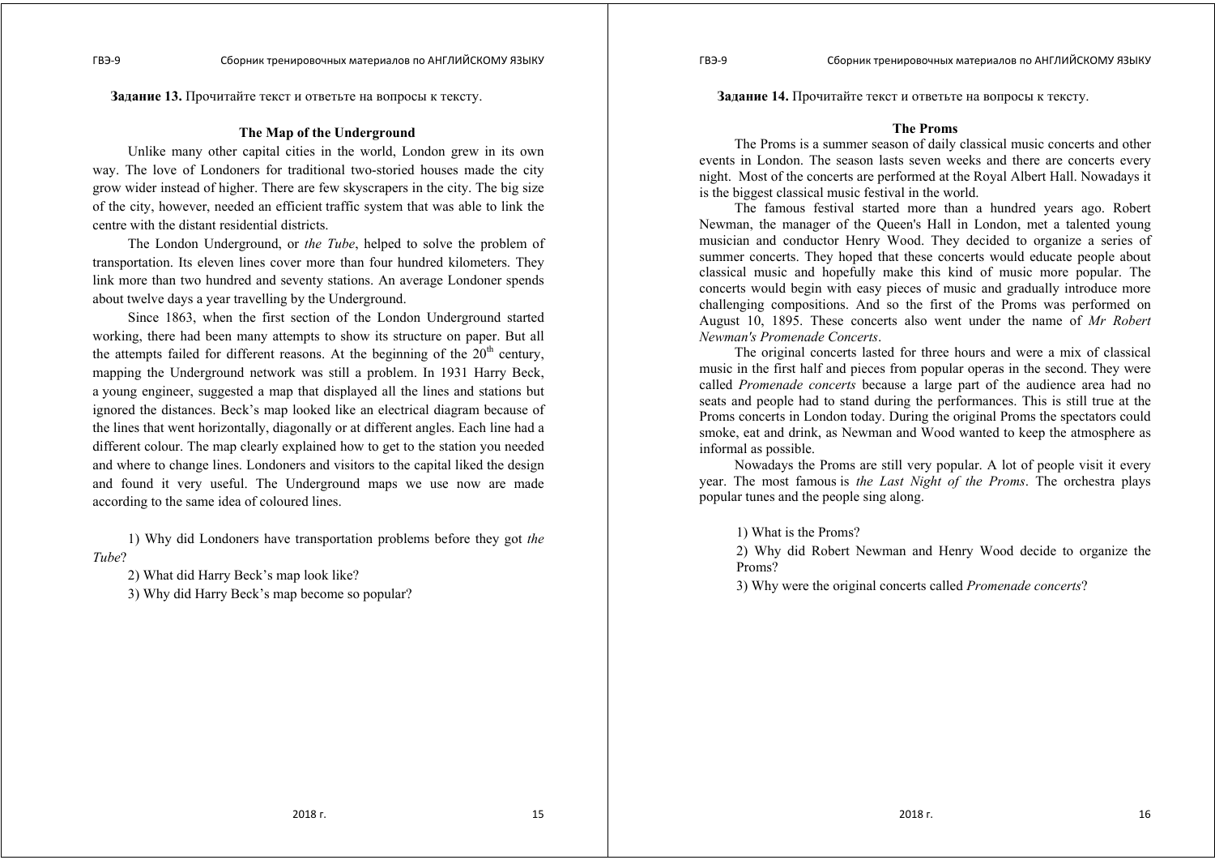**Задание 13.** Прочитайте текст и ответьте на вопросы к тексту.

### The Map of the Underground

Unlike many other capital cities in the world, London grew in its own way. The love of Londoners for traditional two-storied houses made the city grow wider instead of higher. There are few skyscrapers in the city. The big size of the city, however, needed an efficient traffic system that was able to link the centre with the distant residential districts.

The London Underground, or *the Tube*, helped to solve the problem of transportation. Its eleven lines cover more than four hundred kilometers. They link more than two hundred and seventy stations. An average Londoner spends about twelve days a year travelling by the Underground.

Since 1863, when the first section of the London Underground started working, there had been many attempts to show its structure on paper. But all the attempts failed for different reasons. At the beginning of the 20th century, mapping the Underground network was still a problem. In 1931 Harry Beck, a young engineer, suggested a map that displayed all the lines and stations but ignored the distances. Beck's map looked like an electrical diagram because of the lines that went horizontally, diagonally or at different angles. Each line had a different colour. The map clearly explained how to get to the station you needed and where to change lines. Londoners and visitors to the capital liked the design and found it very useful. The Underground maps we use now are made according to the same idea of coloured lines.

1) Why did Londoners have transportation problems before they got *the Tube*?

2) What did Harry Beck's map look like?

3) Why did Harry Beck's map become so popular?

**Задание 14.** Прочитайте текст и ответьте на вопросы к тексту.

### The Proms

The Proms is a summer season of daily classical music concerts and other events in London. The season lasts seven weeks and there are concerts every night. Most of the concerts are performed at the Royal Albert Hall. Nowadays it is the biggest classical music festival in the world.

The famous festival started more than a hundred years ago. Robert Newman, the manager of the Queen's Hall in London, met a talented young musician and conductor Henry Wood. They decided to organize a series of summer concerts. They hoped that these concerts would educate people about classical music and hopefully make this kind of music more popular. The concerts would begin with easy pieces of music and gradually introduce more challenging compositions. And so the first of the Proms was performed on August 10, 1895. These concerts also went under the name of *Mr Robert Newman's Promenade Concerts*.

The original concerts lasted for three hours and were a mix of classical music in the first half and pieces from popular operas in the second. They were called *Promenade concerts* because a large part of the audience area had no seats and people had to stand during the performances. This is still true at the Proms concerts in London today. During the original Proms the spectators could smoke, eat and drink, as Newman and Wood wanted to keep the atmosphere as informal as possible.

Nowadays the Proms are still very popular. A lot of people visit it every year. The most famous is *the Last Night of the Proms*. The orchestra plays popular tunes and the people sing along.

1) What is the Proms?

2) Why did Robert Newman and Henry Wood decide to organize the Proms?

3) Why were the original concerts called *Promenade concerts*?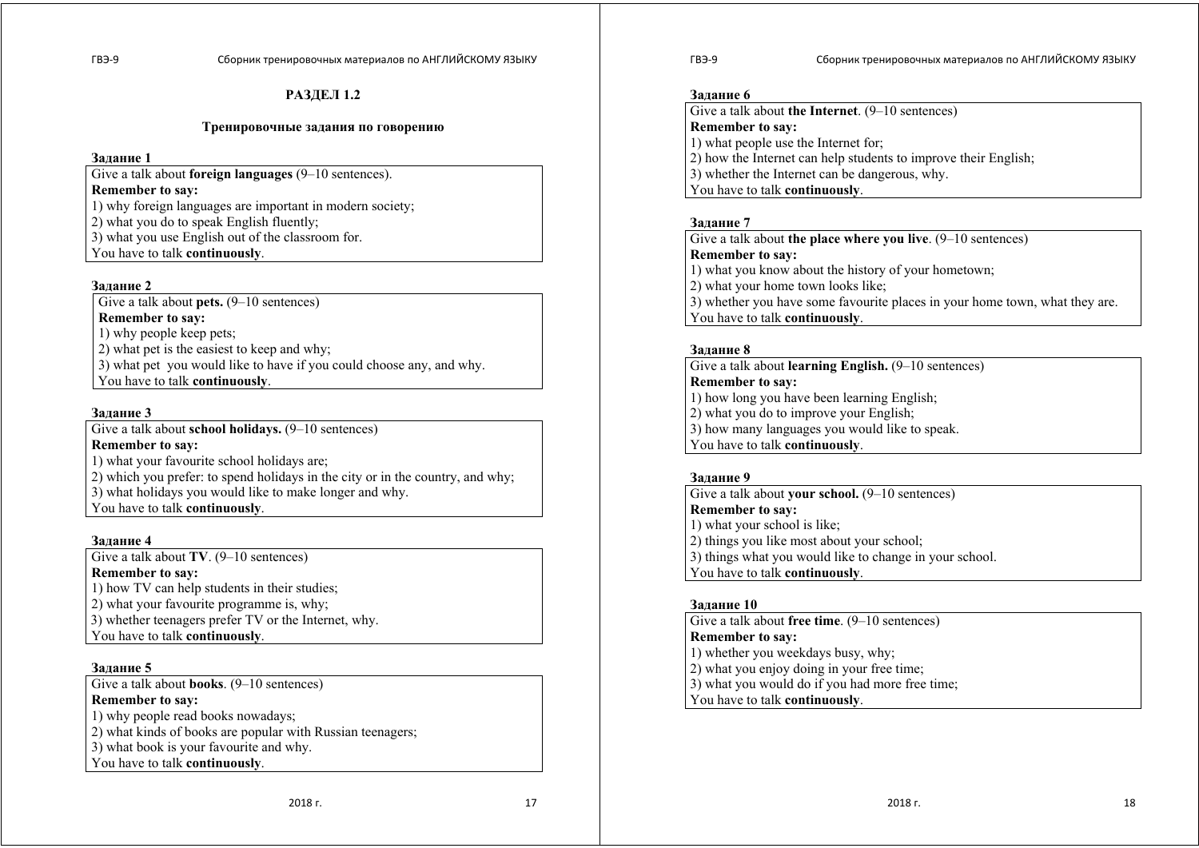## РАЗДЕЛ 1.2

### Тренировочные задания по говорению

**Задание 1**

Give a talk about **foreign languages** (9–10 sentences).
**Remember to say:**
1) why foreign languages are important in modern society;
2) what you do to speak English fluently;
3) what you use English out of the classroom for.
You have to talk **continuously**.

**Задание 2**

Give a talk about **pets.** (9–10 sentences)
**Remember to say:**
1) why people keep pets;
2) what pet is the easiest to keep and why;
3) what pet you would like to have if you could choose any, and why.
You have to talk **continuously**.

**Задание 3**

Give a talk about **school holidays.** (9–10 sentences)
**Remember to say:**
1) what your favourite school holidays are;
2) which you prefer: to spend holidays in the city or in the country, and why;
3) what holidays you would like to make longer and why.
You have to talk **continuously**.

**Задание 4**

Give a talk about **TV**. (9–10 sentences)
**Remember to say:**
1) how TV can help students in their studies;
2) what your favourite programme is, why;
3) whether teenagers prefer TV or the Internet, why.
You have to talk **continuously**.

**Задание 5**

Give a talk about **books**. (9–10 sentences)
**Remember to say:**
1) why people read books nowadays;
2) what kinds of books are popular with Russian teenagers;
3) what book is your favourite and why.
You have to talk **continuously**.

**Задание 6**

Give a talk about **the Internet**. (9–10 sentences)
**Remember to say:**
1) what people use the Internet for;
2) how the Internet can help students to improve their English;
3) whether the Internet can be dangerous, why.
You have to talk **continuously**.

**Задание 7**

Give a talk about **the place where you live**. (9–10 sentences)
**Remember to say:**
1) what you know about the history of your hometown;
2) what your home town looks like;
3) whether you have some favourite places in your home town, what they are.
You have to talk **continuously**.

**Задание 8**

Give a talk about **learning English.** (9–10 sentences)
**Remember to say:**
1) how long you have been learning English;
2) what you do to improve your English;
3) how many languages you would like to speak.
You have to talk **continuously**.

**Задание 9**

Give a talk about **your school.** (9–10 sentences)
**Remember to say:**
1) what your school is like;
2) things you like most about your school;
3) things what you would like to change in your school.
You have to talk **continuously**.

**Задание 10**

Give a talk about **free time**. (9–10 sentences)
**Remember to say:**
1) whether you weekdays busy, why;
2) what you enjoy doing in your free time;
3) what you would do if you had more free time;
You have to talk **continuously**.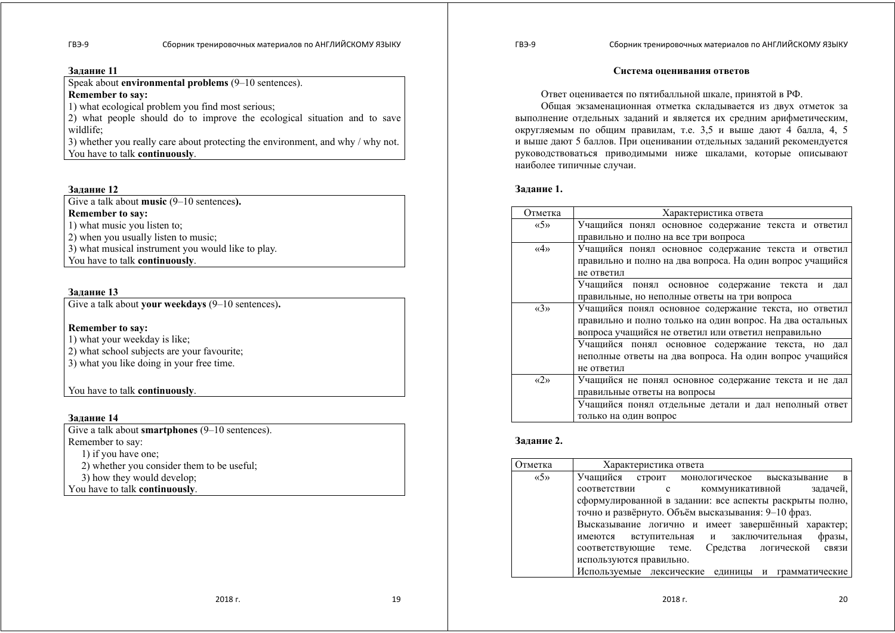**Задание 11**

Speak about **environmental problems** (9–10 sentences).
**Remember to say:**
1) what ecological problem you find most serious;
2) what people should do to improve the ecological situation and to save wildlife;
3) whether you really care about protecting the environment, and why / why not.
You have to talk **continuously**.

**Задание 12**

Give a talk about **music** (9–10 sentences**).**
**Remember to say:**
1) what music you listen to;
2) when you usually listen to music;
3) what musical instrument you would like to play.
You have to talk **continuously**.

**Задание 13**

Give a talk about **your weekdays** (9–10 sentences**).**

**Remember to say:**
1) what your weekday is like;
2) what school subjects are your favourite;
3) what you like doing in your free time.

You have to talk **continuously**.

**Задание 14**

Give a talk about **smartphones** (9–10 sentences).
Remember to say:
1) if you have one;
2) whether you consider them to be useful;
3) how they would develop;
You have to talk **continuously**.

**Система оценивания ответов**

Ответ оценивается по пятибалльной шкале, принятой в РФ.

Общая экзаменационная отметка складывается из двух отметок за выполнение отдельных заданий и является их средним арифметическим, округляемым по общим правилам, т.е. 3,5 и выше дают 4 балла, 4, 5 и выше дают 5 баллов. При оценивании отдельных заданий рекомендуется руководствоваться приводимыми ниже шкалами, которые описывают наиболее типичные случаи.

**Задание 1.**

| Отметка | Характеристика ответа |
|---|---|
| «5» | Учащийся понял основное содержание текста и ответил правильно и полно на все три вопроса |
| «4» | Учащийся понял основное содержание текста и ответил правильно и полно на два вопроса. На один вопрос учащийся не ответил |
| | Учащийся понял основное содержание текста и дал правильные, но неполные ответы на три вопроса |
| «3» | Учащийся понял основное содержание текста, но ответил правильно и полно только на один вопрос. На два остальных вопроса учащийся не ответил или ответил неправильно |
| | Учащийся понял основное содержание текста, но дал неполные ответы на два вопроса. На один вопрос учащийся не ответил |
| «2» | Учащийся не понял основное содержание текста и не дал правильные ответы на вопросы |
| | Учащийся понял отдельные детали и дал неполный ответ только на один вопрос |

**Задание 2.**

| Отметка | Характеристика ответа |
|---|---|
| «5» | Учащийся строит монологическое высказывание в соответствии с коммуникативной задачей, сформулированной в задании: все аспекты раскрыты полно, точно и развёрнуто. Объём высказывания: 9–10 фраз. Высказывание логично и имеет завершённый характер; имеются вступительная и заключительная фразы, соответствующие теме. Средства логической связи используются правильно. Используемые лексические единицы и грамматические |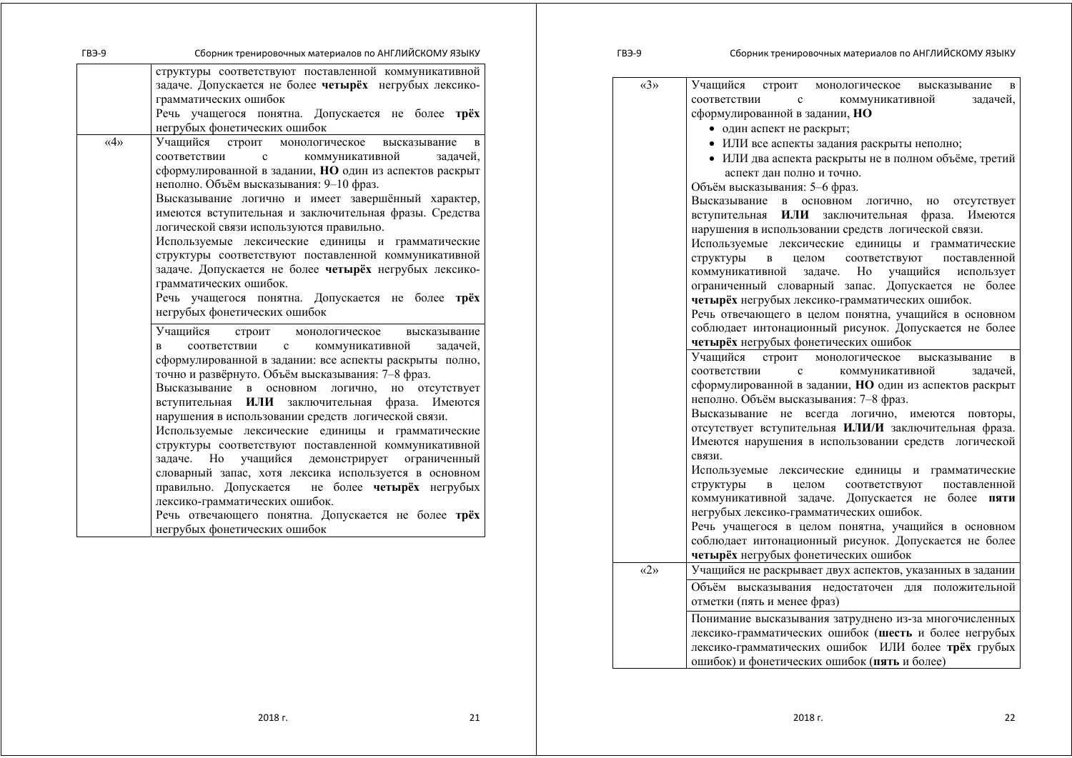| | |
|---|---|
| | структуры соответствуют поставленной коммуникативной задаче. Допускается не более **четырёх** негрубых лексико-грамматических ошибок<br>Речь учащегося понятна. Допускается не более **трёх** негрубых фонетических ошибок |
| «4» | Учащийся строит монологическое высказывание в соответствии с коммуникативной задачей, сформулированной в задании, **НО** один из аспектов раскрыт неполно. Объём высказывания: 9–10 фраз.<br>Высказывание логично и имеет завершённый характер, имеются вступительная и заключительная фразы. Средства логической связи используются правильно.<br>Используемые лексические единицы и грамматические структуры соответствуют поставленной коммуникативной задаче. Допускается не более **четырёх** негрубых лексико-грамматических ошибок.<br>Речь учащегося понятна. Допускается не более **трёх** негрубых фонетических ошибок |
| | Учащийся строит монологическое высказывание в соответствии с коммуникативной задачей, сформулированной в задании: все аспекты раскрыты полно, точно и развёрнуто. Объём высказывания: 7–8 фраз.<br>Высказывание в основном логично, но отсутствует вступительная **ИЛИ** заключительная фраза. Имеются нарушения в использовании средств логической связи.<br>Используемые лексические единицы и грамматические структуры соответствуют поставленной коммуникативной задаче. Но учащийся демонстрирует ограниченный словарный запас, хотя лексика используется в основном правильно. Допускается не более **четырёх** негрубых лексико-грамматических ошибок.<br>Речь отвечающего понятна. Допускается не более **трёх** негрубых фонетических ошибок |
| «3» | Учащийся строит монологическое высказывание в соответствии с коммуникативной задачей, сформулированной в задании, **НО**<br>• один аспект не раскрыт;<br>• ИЛИ все аспекты задания раскрыты неполно;<br>• ИЛИ два аспекта раскрыты не в полном объёме, третий аспект дан полно и точно.<br>Объём высказывания: 5–6 фраз.<br>Высказывание в основном логично, но отсутствует вступительная **ИЛИ** заключительная фраза. Имеются нарушения в использовании средств логической связи.<br>Используемые лексические единицы и грамматические структуры в целом соответствуют поставленной коммуникативной задаче. Но учащийся использует ограниченный словарный запас. Допускается не более **четырёх** негрубых лексико-грамматических ошибок.<br>Речь отвечающего в целом понятна, учащийся в основном соблюдает интонационный рисунок. Допускается не более **четырёх** негрубых фонетических ошибок |
| | Учащийся строит монологическое высказывание в соответствии с коммуникативной задачей, сформулированной в задании, **НО** один из аспектов раскрыт неполно. Объём высказывания: 7–8 фраз.<br>Высказывание не всегда логично, имеются повторы, отсутствует вступительная **ИЛИ/И** заключительная фраза. Имеются нарушения в использовании средств логической связи.<br>Используемые лексические единицы и грамматические структуры в целом соответствуют поставленной коммуникативной задаче. Допускается не более **пяти** негрубых лексико-грамматических ошибок.<br>Речь учащегося в целом понятна, учащийся в основном соблюдает интонационный рисунок. Допускается не более **четырёх** негрубых фонетических ошибок |
| «2» | Учащийся не раскрывает двух аспектов, указанных в задании |
| | Объём высказывания недостаточен для положительной отметки (пять и менее фраз) |
| | Понимание высказывания затруднено из-за многочисленных лексико-грамматических ошибок (**шесть** и более негрубых лексико-грамматических ошибок ИЛИ более **трёх** грубых ошибок) и фонетических ошибок (**пять** и более) |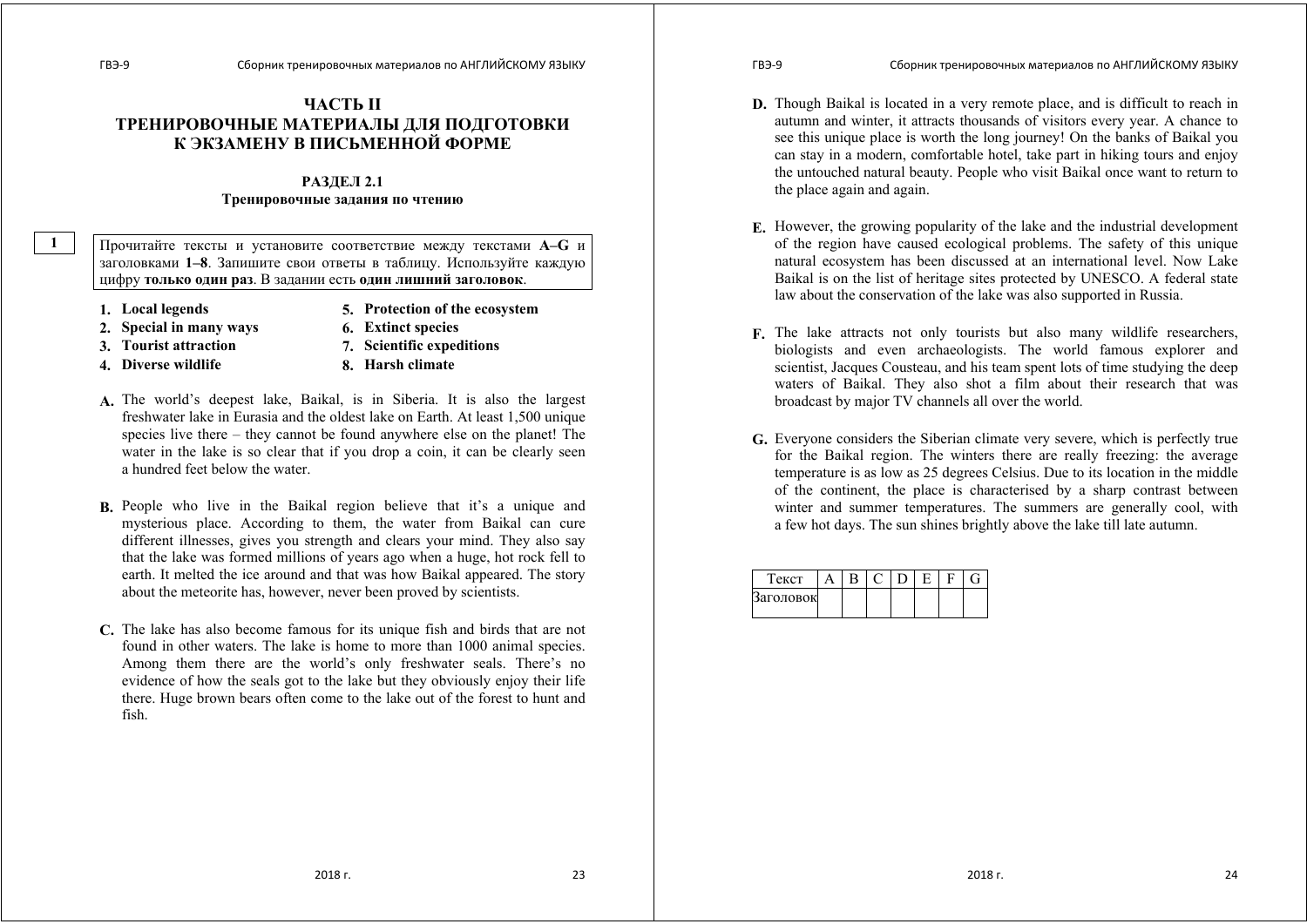# ЧАСТЬ II
# ТРЕНИРОВОЧНЫЕ МАТЕРИАЛЫ ДЛЯ ПОДГОТОВКИ К ЭКЗАМЕНУ В ПИСЬМЕННОЙ ФОРМЕ

## РАЗДЕЛ 2.1
### Тренировочные задания по чтению

**1**

Прочитайте тексты и установите соответствие между текстами **A–G** и заголовками **1–8**. Запишите свои ответы в таблицу. Используйте каждую цифру **только один раз**. В задании есть **один лишний заголовок**.

1. **Local legends**
2. **Special in many ways**
3. **Tourist attraction**
4. **Diverse wildlife**
5. **Protection of the ecosystem**
6. **Extinct species**
7. **Scientific expeditions**
8. **Harsh climate**

**A.** The world's deepest lake, Baikal, is in Siberia. It is also the largest freshwater lake in Eurasia and the oldest lake on Earth. At least 1,500 unique species live there – they cannot be found anywhere else on the planet! The water in the lake is so clear that if you drop a coin, it can be clearly seen a hundred feet below the water.

**B.** People who live in the Baikal region believe that it's a unique and mysterious place. According to them, the water from Baikal can cure different illnesses, gives you strength and clears your mind. They also say that the lake was formed millions of years ago when a huge, hot rock fell to earth. It melted the ice around and that was how Baikal appeared. The story about the meteorite has, however, never been proved by scientists.

**C.** The lake has also become famous for its unique fish and birds that are not found in other waters. The lake is home to more than 1000 animal species. Among them there are the world's only freshwater seals. There's no evidence of how the seals got to the lake but they obviously enjoy their life there. Huge brown bears often come to the lake out of the forest to hunt and fish.

**D.** Though Baikal is located in a very remote place, and is difficult to reach in autumn and winter, it attracts thousands of visitors every year. A chance to see this unique place is worth the long journey! On the banks of Baikal you can stay in a modern, comfortable hotel, take part in hiking tours and enjoy the untouched natural beauty. People who visit Baikal once want to return to the place again and again.

**E.** However, the growing popularity of the lake and the industrial development of the region have caused ecological problems. The safety of this unique natural ecosystem has been discussed at an international level. Now Lake Baikal is on the list of heritage sites protected by UNESCO. A federal state law about the conservation of the lake was also supported in Russia.

**F.** The lake attracts not only tourists but also many wildlife researchers, biologists and even archaeologists. The world famous explorer and scientist, Jacques Cousteau, and his team spent lots of time studying the deep waters of Baikal. They also shot a film about their research that was broadcast by major TV channels all over the world.

**G.** Everyone considers the Siberian climate very severe, which is perfectly true for the Baikal region. The winters there are really freezing: the average temperature is as low as 25 degrees Celsius. Due to its location in the middle of the continent, the place is characterised by a sharp contrast between winter and summer temperatures. The summers are generally cool, with a few hot days. The sun shines brightly above the lake till late autumn.

| Текст | A | B | C | D | E | F | G |
|---|---|---|---|---|---|---|---|
| Заголовок | | | | | | | |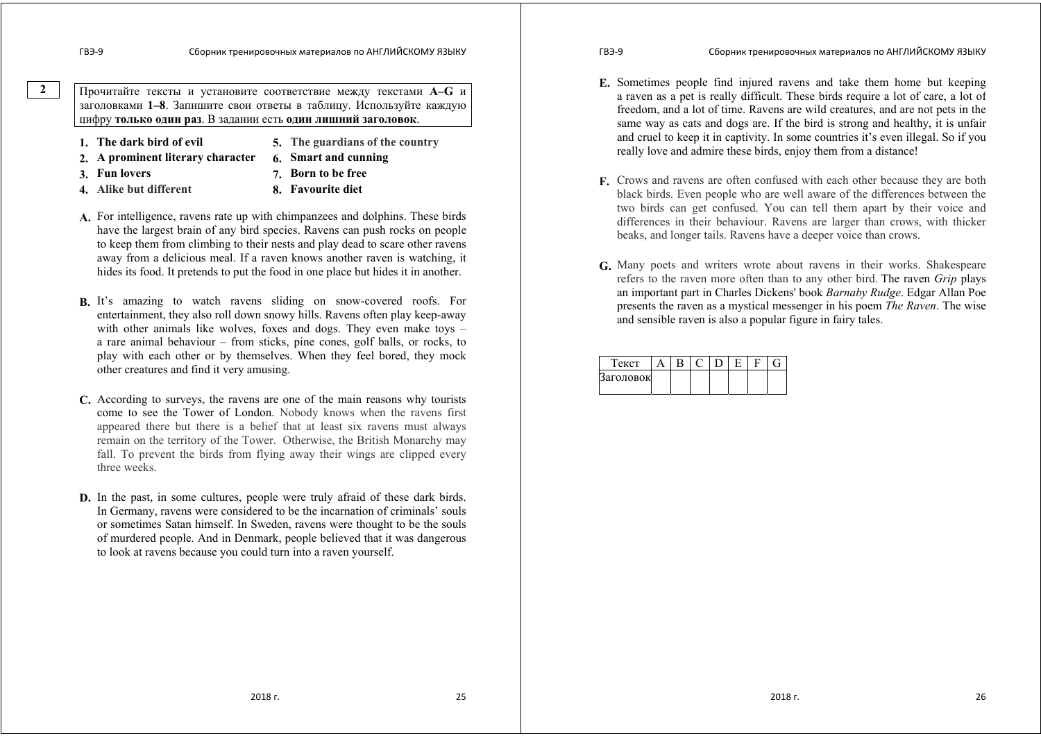**2**

Прочитайте тексты и установите соответствие между текстами **A–G** и заголовками **1–8**. Запишите свои ответы в таблицу. Используйте каждую цифру **только один раз**. В задании есть **один лишний заголовок**.

1. **The dark bird of evil**
2. **A prominent literary character**
3. **Fun lovers**
4. **Alike but different**
5. **The guardians of the country**
6. **Smart and cunning**
7. **Born to be free**
8. **Favourite diet**

**A.** For intelligence, ravens rate up with chimpanzees and dolphins. These birds have the largest brain of any bird species. Ravens can push rocks on people to keep them from climbing to their nests and play dead to scare other ravens away from a delicious meal. If a raven knows another raven is watching, it hides its food. It pretends to put the food in one place but hides it in another.

**B.** It's amazing to watch ravens sliding on snow-covered roofs. For entertainment, they also roll down snowy hills. Ravens often play keep-away with other animals like wolves, foxes and dogs. They even make toys – a rare animal behaviour – from sticks, pine cones, golf balls, or rocks, to play with each other or by themselves. When they feel bored, they mock other creatures and find it very amusing.

**C.** According to surveys, the ravens are one of the main reasons why tourists come to see the Tower of London. Nobody knows when the ravens first appeared there but there is a belief that at least six ravens must always remain on the territory of the Tower. Otherwise, the British Monarchy may fall. To prevent the birds from flying away their wings are clipped every three weeks.

**D.** In the past, in some cultures, people were truly afraid of these dark birds. In Germany, ravens were considered to be the incarnation of criminals' souls or sometimes Satan himself. In Sweden, ravens were thought to be the souls of murdered people. And in Denmark, people believed that it was dangerous to look at ravens because you could turn into a raven yourself.

**E.** Sometimes people find injured ravens and take them home but keeping a raven as a pet is really difficult. These birds require a lot of care, a lot of freedom, and a lot of time. Ravens are wild creatures, and are not pets in the same way as cats and dogs are. If the bird is strong and healthy, it is unfair and cruel to keep it in captivity. In some countries it's even illegal. So if you really love and admire these birds, enjoy them from a distance!

**F.** Crows and ravens are often confused with each other because they are both black birds. Even people who are well aware of the differences between the two birds can get confused. You can tell them apart by their voice and differences in their behaviour. Ravens are larger than crows, with thicker beaks, and longer tails. Ravens have a deeper voice than crows.

**G.** Many poets and writers wrote about ravens in their works. Shakespeare refers to the raven more often than to any other bird. The raven *Grip* plays an important part in Charles Dickens' book *Barnaby Rudge*. Edgar Allan Poe presents the raven as a mystical messenger in his poem *The Raven*. The wise and sensible raven is also a popular figure in fairy tales.

| Текст | A | B | C | D | E | F | G |
|---|---|---|---|---|---|---|---|
| Заголовок | | | | | | | |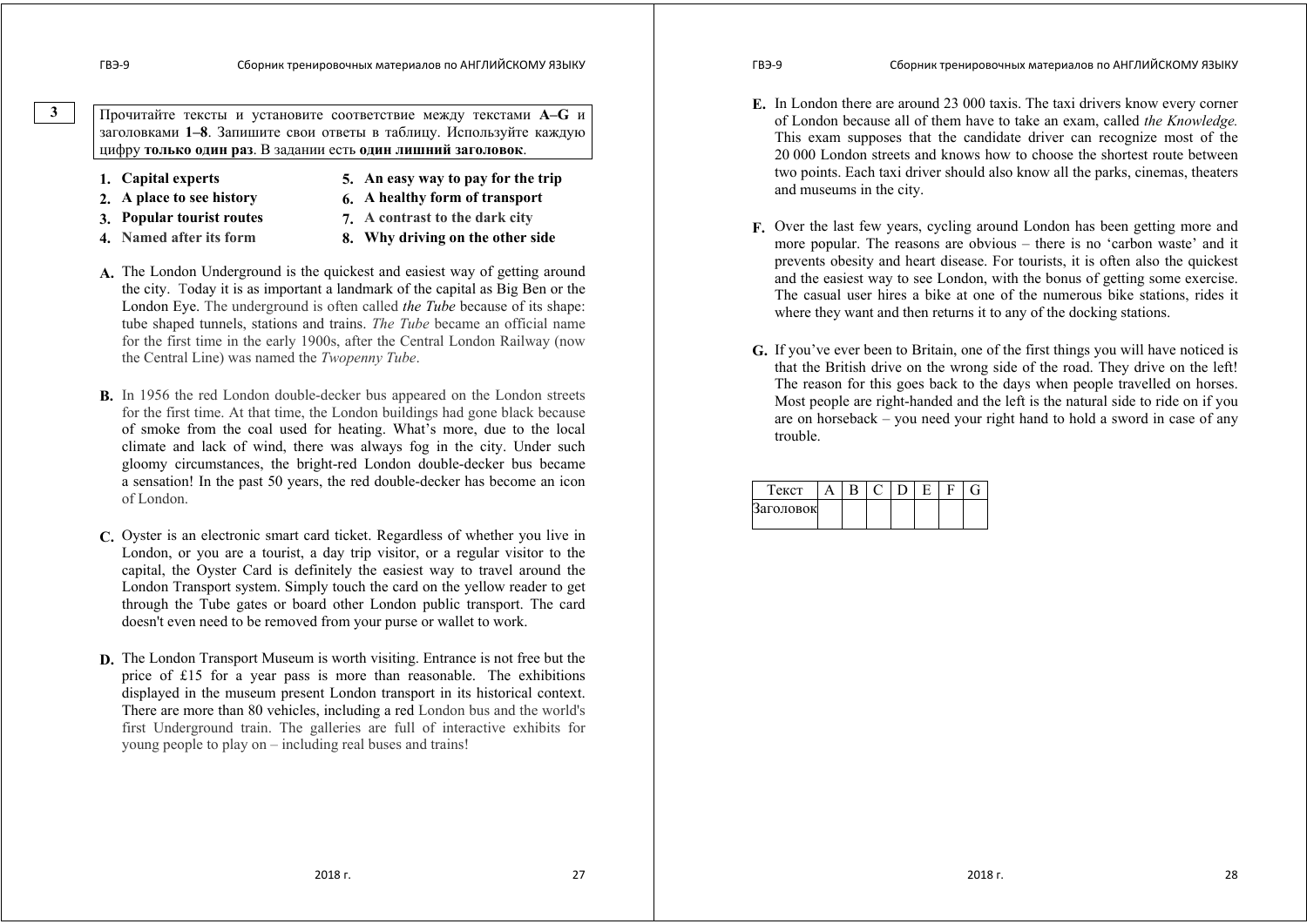**3**

Прочитайте тексты и установите соответствие между текстами **A–G** и заголовками **1–8**. Запишите свои ответы в таблицу. Используйте каждую цифру **только один раз**. В задании есть **один лишний заголовок**.

1. **Capital experts**
2. **A place to see history**
3. **Popular tourist routes**
4. **Named after its form**
5. **An easy way to pay for the trip**
6. **A healthy form of transport**
7. **A contrast to the dark city**
8. **Why driving on the other side**

**A.** The London Underground is the quickest and easiest way of getting around the city. Today it is as important a landmark of the capital as Big Ben or the London Eye. The underground is often called *the Tube* because of its shape: tube shaped tunnels, stations and trains. *The Tube* became an official name for the first time in the early 1900s, after the Central London Railway (now the Central Line) was named the *Twopenny Tube*.

**B.** In 1956 the red London double-decker bus appeared on the London streets for the first time. At that time, the London buildings had gone black because of smoke from the coal used for heating. What's more, due to the local climate and lack of wind, there was always fog in the city. Under such gloomy circumstances, the bright-red London double-decker bus became a sensation! In the past 50 years, the red double-decker has become an icon of London.

**C.** Oyster is an electronic smart card ticket. Regardless of whether you live in London, or you are a tourist, a day trip visitor, or a regular visitor to the capital, the Oyster Card is definitely the easiest way to travel around the London Transport system. Simply touch the card on the yellow reader to get through the Tube gates or board other London public transport. The card doesn't even need to be removed from your purse or wallet to work.

**D.** The London Transport Museum is worth visiting. Entrance is not free but the price of £15 for a year pass is more than reasonable. The exhibitions displayed in the museum present London transport in its historical context. There are more than 80 vehicles, including a red London bus and the world's first Underground train. The galleries are full of interactive exhibits for young people to play on – including real buses and trains!

**E.** In London there are around 23 000 taxis. The taxi drivers know every corner of London because all of them have to take an exam, called *the Knowledge.* This exam supposes that the candidate driver can recognize most of the 20 000 London streets and knows how to choose the shortest route between two points. Each taxi driver should also know all the parks, cinemas, theaters and museums in the city.

**F.** Over the last few years, cycling around London has been getting more and more popular. The reasons are obvious – there is no 'carbon waste' and it prevents obesity and heart disease. For tourists, it is often also the quickest and the easiest way to see London, with the bonus of getting some exercise. The casual user hires a bike at one of the numerous bike stations, rides it where they want and then returns it to any of the docking stations.

**G.** If you've ever been to Britain, one of the first things you will have noticed is that the British drive on the wrong side of the road. They drive on the left! The reason for this goes back to the days when people travelled on horses. Most people are right-handed and the left is the natural side to ride on if you are on horseback – you need your right hand to hold a sword in case of any trouble.

| Текст | A | B | C | D | E | F | G |
|---|---|---|---|---|---|---|---|
| Заголовок | | | | | | | |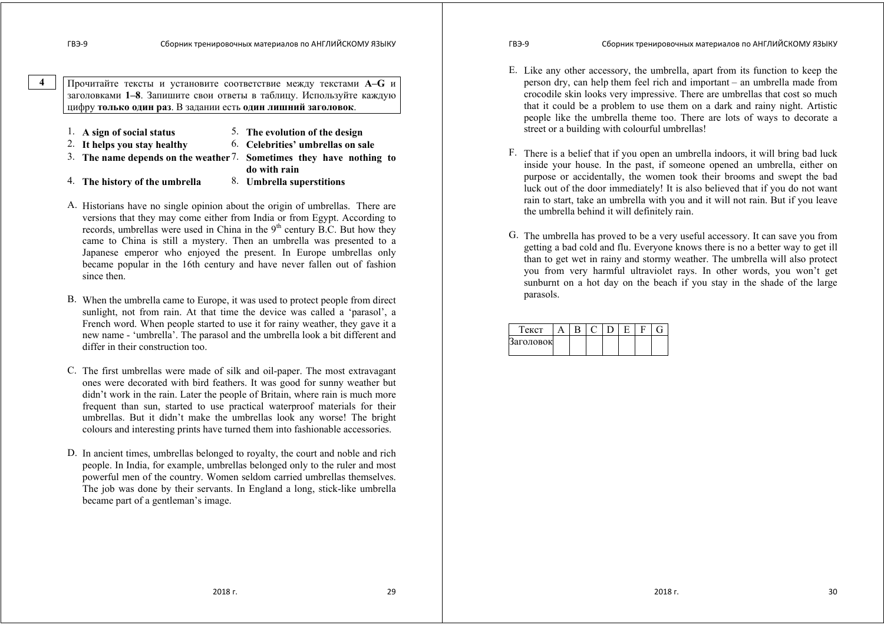**4** Прочитайте тексты и установите соответствие между текстами **A–G** и заголовками **1–8**. Запишите свои ответы в таблицу. Используйте каждую цифру **только один раз**. В задании есть **один лишний заголовок**.

1. **A sign of social status**
2. **It helps you stay healthy**
3. **The name depends on the weather**
4. **The history of the umbrella**
5. **The evolution of the design**
6. **Celebrities' umbrellas on sale**
7. **Sometimes they have nothing to do with rain**
8. **Umbrella superstitions**

A. Historians have no single opinion about the origin of umbrellas. There are versions that they may come either from India or from Egypt. According to records, umbrellas were used in China in the 9th century B.C. But how they came to China is still a mystery. Then an umbrella was presented to a Japanese emperor who enjoyed the present. In Europe umbrellas only became popular in the 16th century and have never fallen out of fashion since then.

B. When the umbrella came to Europe, it was used to protect people from direct sunlight, not from rain. At that time the device was called a 'parasol', a French word. When people started to use it for rainy weather, they gave it a new name - 'umbrella'. The parasol and the umbrella look a bit different and differ in their construction too.

C. The first umbrellas were made of silk and oil-paper. The most extravagant ones were decorated with bird feathers. It was good for sunny weather but didn't work in the rain. Later the people of Britain, where rain is much more frequent than sun, started to use practical waterproof materials for their umbrellas. But it didn't make the umbrellas look any worse! The bright colours and interesting prints have turned them into fashionable accessories.

D. In ancient times, umbrellas belonged to royalty, the court and noble and rich people. In India, for example, umbrellas belonged only to the ruler and most powerful men of the country. Women seldom carried umbrellas themselves. The job was done by their servants. In England a long, stick-like umbrella became part of a gentleman's image.

E. Like any other accessory, the umbrella, apart from its function to keep the person dry, can help them feel rich and important – an umbrella made from crocodile skin looks very impressive. There are umbrellas that cost so much that it could be a problem to use them on a dark and rainy night. Artistic people like the umbrella theme too. There are lots of ways to decorate a street or a building with colourful umbrellas!

F. There is a belief that if you open an umbrella indoors, it will bring bad luck inside your house. In the past, if someone opened an umbrella, either on purpose or accidentally, the women took their brooms and swept the bad luck out of the door immediately! It is also believed that if you do not want rain to start, take an umbrella with you and it will not rain. But if you leave the umbrella behind it will definitely rain.

G. The umbrella has proved to be a very useful accessory. It can save you from getting a bad cold and flu. Everyone knows there is no a better way to get ill than to get wet in rainy and stormy weather. The umbrella will also protect you from very harmful ultraviolet rays. In other words, you won't get sunburnt on a hot day on the beach if you stay in the shade of the large parasols.

| Текст | A | B | C | D | E | F | G |
|---|---|---|---|---|---|---|---|
| Заголовок | | | | | | | |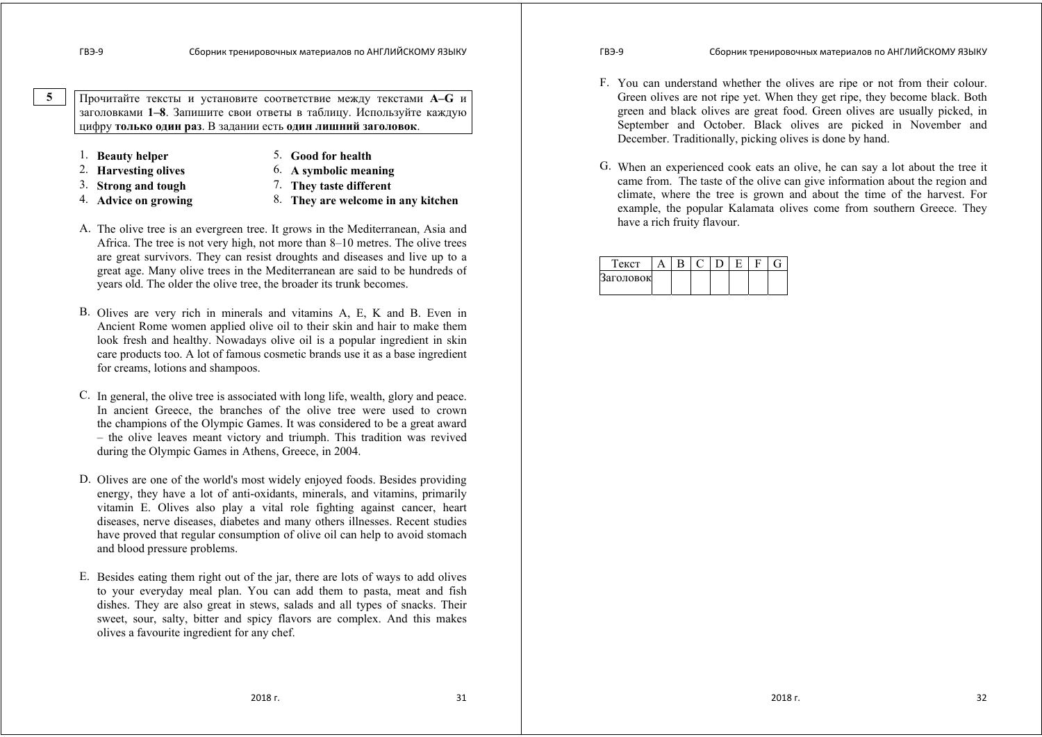**5**

Прочитайте тексты и установите соответствие между текстами **A–G** и заголовками **1–8**. Запишите свои ответы в таблицу. Используйте каждую цифру **только один раз**. В задании есть **один лишний заголовок**.

1. **Beauty helper**
2. **Harvesting olives**
3. **Strong and tough**
4. **Advice on growing**
5. **Good for health**
6. **A symbolic meaning**
7. **They taste different**
8. **They are welcome in any kitchen**

A. The olive tree is an evergreen tree. It grows in the Mediterranean, Asia and Africa. The tree is not very high, not more than 8–10 metres. The olive trees are great survivors. They can resist droughts and diseases and live up to a great age. Many olive trees in the Mediterranean are said to be hundreds of years old. The older the olive tree, the broader its trunk becomes.

B. Olives are very rich in minerals and vitamins A, E, K and B. Even in Ancient Rome women applied olive oil to their skin and hair to make them look fresh and healthy. Nowadays olive oil is a popular ingredient in skin care products too. A lot of famous cosmetic brands use it as a base ingredient for creams, lotions and shampoos.

C. In general, the olive tree is associated with long life, wealth, glory and peace. In ancient Greece, the branches of the olive tree were used to crown the champions of the Olympic Games. It was considered to be a great award – the olive leaves meant victory and triumph. This tradition was revived during the Olympic Games in Athens, Greece, in 2004.

D. Olives are one of the world's most widely enjoyed foods. Besides providing energy, they have a lot of anti-oxidants, minerals, and vitamins, primarily vitamin E. Olives also play a vital role fighting against cancer, heart diseases, nerve diseases, diabetes and many others illnesses. Recent studies have proved that regular consumption of olive oil can help to avoid stomach and blood pressure problems.

E. Besides eating them right out of the jar, there are lots of ways to add olives to your everyday meal plan. You can add them to pasta, meat and fish dishes. They are also great in stews, salads and all types of snacks. Their sweet, sour, salty, bitter and spicy flavors are complex. And this makes olives a favourite ingredient for any chef.

F. You can understand whether the olives are ripe or not from their colour. Green olives are not ripe yet. When they get ripe, they become black. Both green and black olives are great food. Green olives are usually picked, in September and October. Black olives are picked in November and December. Traditionally, picking olives is done by hand.

G. When an experienced cook eats an olive, he can say a lot about the tree it came from. The taste of the olive can give information about the region and climate, where the tree is grown and about the time of the harvest. For example, the popular Kalamata olives come from southern Greece. They have a rich fruity flavour.

| Текст | A | B | C | D | E | F | G |
| --- | --- | --- | --- | --- | --- | --- | --- |
| Заголовок | | | | | | | |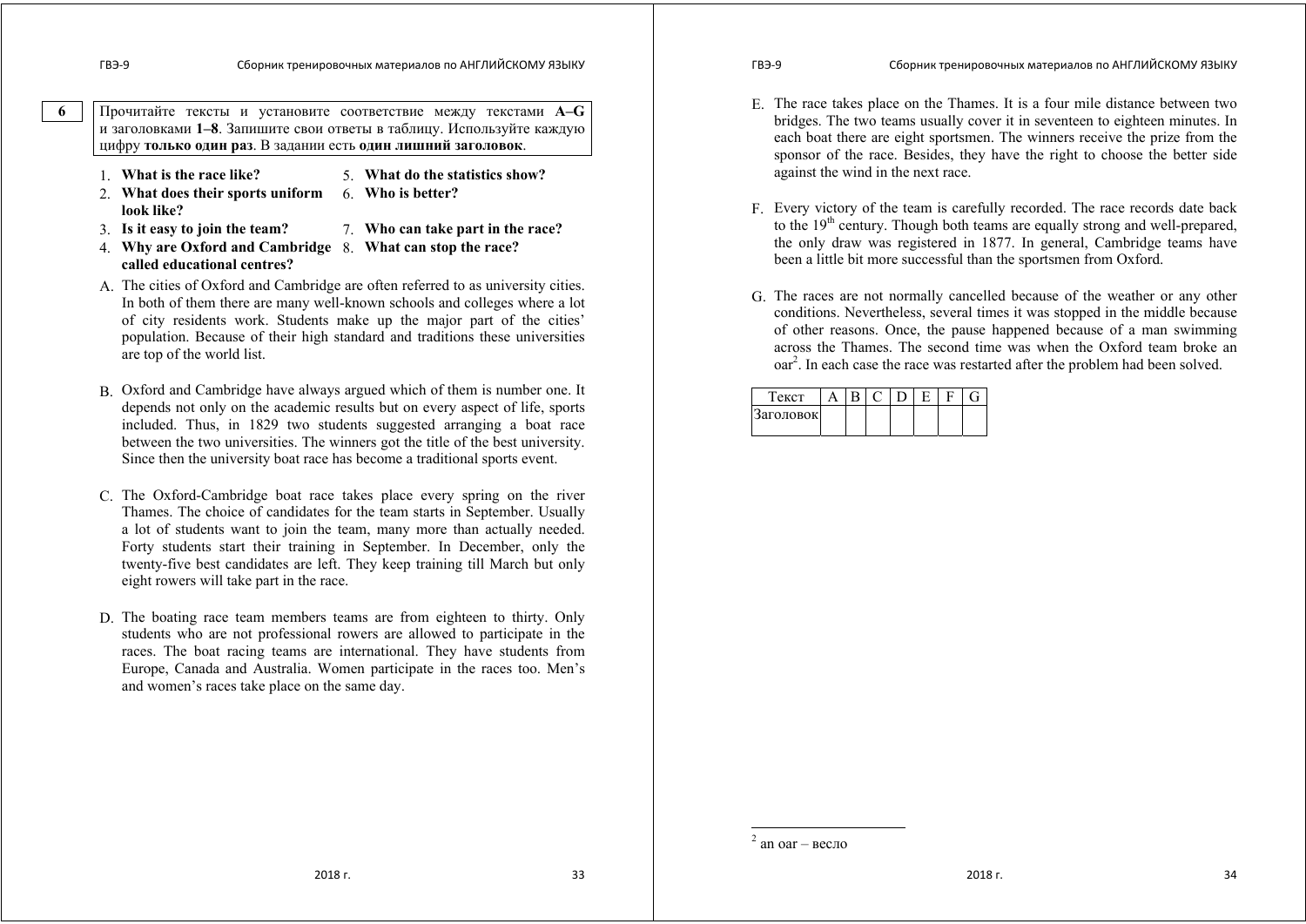**6** Прочитайте тексты и установите соответствие между текстами **A–G** и заголовками **1–8**. Запишите свои ответы в таблицу. Используйте каждую цифру **только один раз**. В задании есть **один лишний заголовок**.

1. **What is the race like?**
2. **What does their sports uniform look like?**
3. **Is it easy to join the team?**
4. **Why are Oxford and Cambridge called educational centres?**
5. **What do the statistics show?**
6. **Who is better?**
7. **Who can take part in the race?**
8. **What can stop the race?**

A. The cities of Oxford and Cambridge are often referred to as university cities. In both of them there are many well-known schools and colleges where a lot of city residents work. Students make up the major part of the cities' population. Because of their high standard and traditions these universities are top of the world list.

B. Oxford and Cambridge have always argued which of them is number one. It depends not only on the academic results but on every aspect of life, sports included. Thus, in 1829 two students suggested arranging a boat race between the two universities. The winners got the title of the best university. Since then the university boat race has become a traditional sports event.

C. The Oxford-Cambridge boat race takes place every spring on the river Thames. The choice of candidates for the team starts in September. Usually a lot of students want to join the team, many more than actually needed. Forty students start their training in September. In December, only the twenty-five best candidates are left. They keep training till March but only eight rowers will take part in the race.

D. The boating race team members teams are from eighteen to thirty. Only students who are not professional rowers are allowed to participate in the races. The boat racing teams are international. They have students from Europe, Canada and Australia. Women participate in the races too. Men's and women's races take place on the same day.

E. The race takes place on the Thames. It is a four mile distance between two bridges. The two teams usually cover it in seventeen to eighteen minutes. In each boat there are eight sportsmen. The winners receive the prize from the sponsor of the race. Besides, they have the right to choose the better side against the wind in the next race.

F. Every victory of the team is carefully recorded. The race records date back to the $19^{th}$ century. Though both teams are equally strong and well-prepared, the only draw was registered in 1877. In general, Cambridge teams have been a little bit more successful than the sportsmen from Oxford.

G. The races are not normally cancelled because of the weather or any other conditions. Nevertheless, several times it was stopped in the middle because of other reasons. Once, the pause happened because of a man swimming across the Thames. The second time was when the Oxford team broke an oar[2]. In each case the race was restarted after the problem had been solved.

| Текст | A | B | C | D | E | F | G |
|---|---|---|---|---|---|---|---|
| Заголовок | | | | | | | |

[2] an oar – весло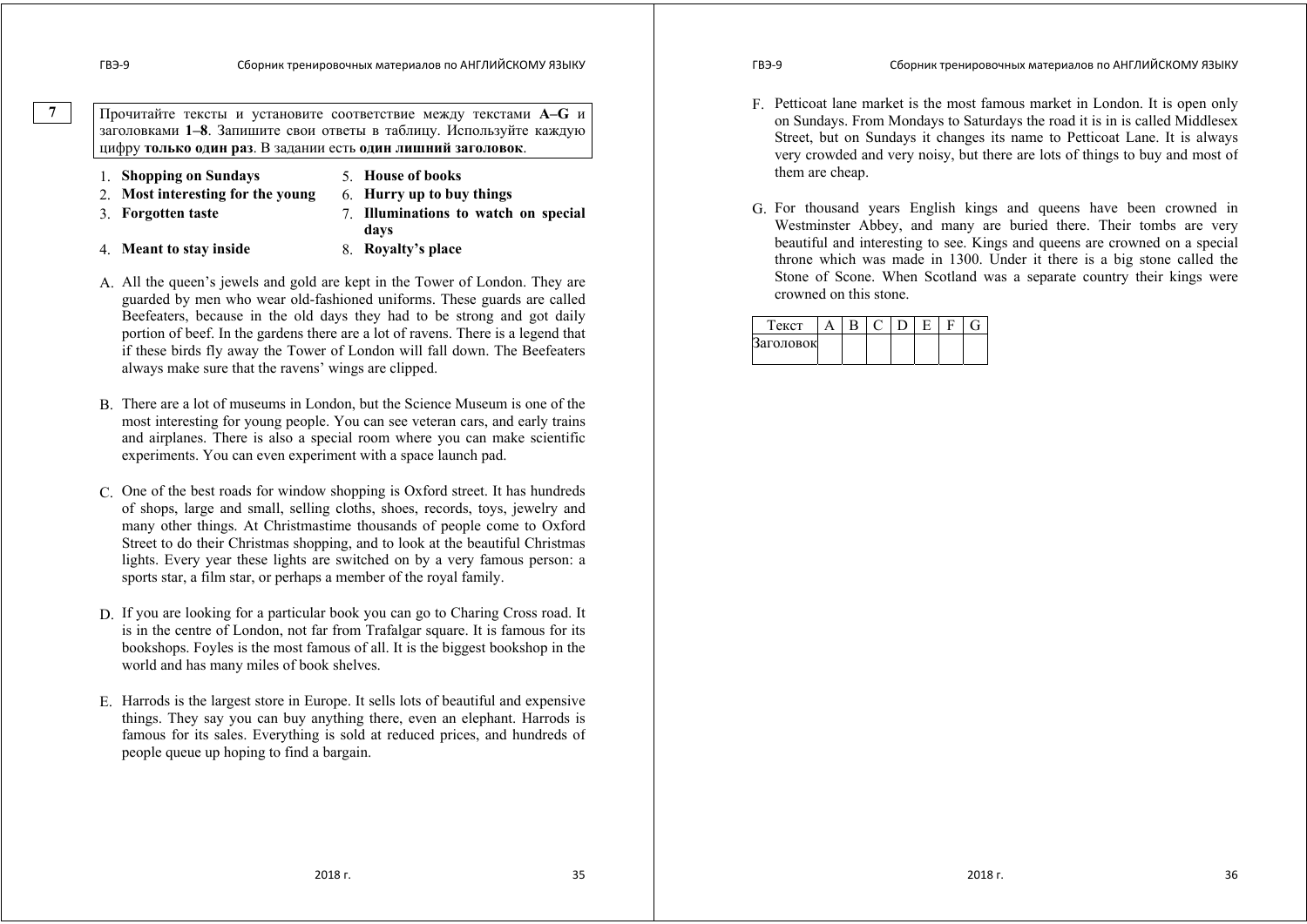**7**

Прочитайте тексты и установите соответствие между текстами **A–G** и заголовками **1–8**. Запишите свои ответы в таблицу. Используйте каждую цифру **только один раз**. В задании есть **один лишний заголовок**.

1. **Shopping on Sundays**
2. **Most interesting for the young**
3. **Forgotten taste**
4. **Meant to stay inside**
5. **House of books**
6. **Hurry up to buy things**
7. **Illuminations to watch on special days**
8. **Royalty's place**

A. All the queen's jewels and gold are kept in the Tower of London. They are guarded by men who wear old-fashioned uniforms. These guards are called Beefeaters, because in the old days they had to be strong and got daily portion of beef. In the gardens there are a lot of ravens. There is a legend that if these birds fly away the Tower of London will fall down. The Beefeaters always make sure that the ravens' wings are clipped.

B. There are a lot of museums in London, but the Science Museum is one of the most interesting for young people. You can see veteran cars, and early trains and airplanes. There is also a special room where you can make scientific experiments. You can even experiment with a space launch pad.

C. One of the best roads for window shopping is Oxford street. It has hundreds of shops, large and small, selling cloths, shoes, records, toys, jewelry and many other things. At Christmastime thousands of people come to Oxford Street to do their Christmas shopping, and to look at the beautiful Christmas lights. Every year these lights are switched on by a very famous person: a sports star, a film star, or perhaps a member of the royal family.

D. If you are looking for a particular book you can go to Charing Cross road. It is in the centre of London, not far from Trafalgar square. It is famous for its bookshops. Foyles is the most famous of all. It is the biggest bookshop in the world and has many miles of book shelves.

E. Harrods is the largest store in Europe. It sells lots of beautiful and expensive things. They say you can buy anything there, even an elephant. Harrods is famous for its sales. Everything is sold at reduced prices, and hundreds of people queue up hoping to find a bargain.

F. Petticoat lane market is the most famous market in London. It is open only on Sundays. From Mondays to Saturdays the road it is in is called Middlesex Street, but on Sundays it changes its name to Petticoat Lane. It is always very crowded and very noisy, but there are lots of things to buy and most of them are cheap.

G. For thousand years English kings and queens have been crowned in Westminster Abbey, and many are buried there. Their tombs are very beautiful and interesting to see. Kings and queens are crowned on a special throne which was made in 1300. Under it there is a big stone called the Stone of Scone. When Scotland was a separate country their kings were crowned on this stone.

| Текст | A | B | C | D | E | F | G |
|---|---|---|---|---|---|---|---|
| Заголовок | | | | | | | |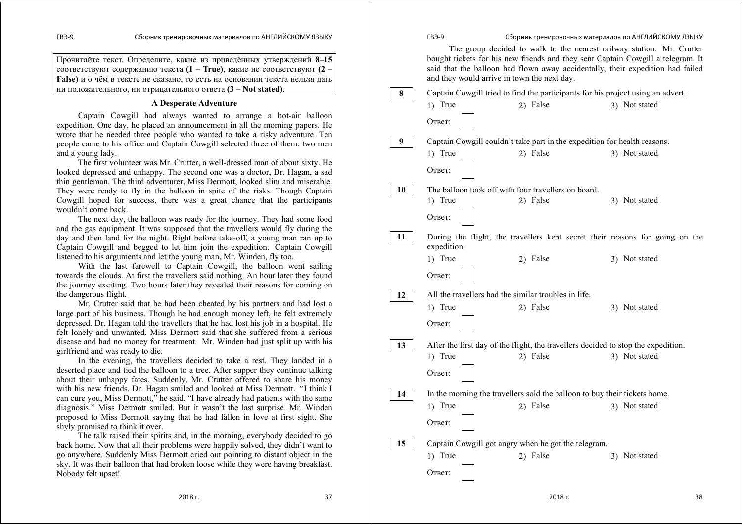Прочитайте текст. Определите, какие из приведённых утверждений **8–15** соответствуют содержанию текста **(1 – True)**, какие не соответствуют **(2 – False)** и о чём в тексте не сказано, то есть на основании текста нельзя дать ни положительного, ни отрицательного ответа **(3 – Not stated)**.

### A Desperate Adventure

Captain Cowgill had always wanted to arrange a hot-air balloon expedition. One day, he placed an announcement in all the morning papers. He wrote that he needed three people who wanted to take a risky adventure. Ten people came to his office and Captain Cowgill selected three of them: two men and a young lady.

The first volunteer was Mr. Crutter, a well-dressed man of about sixty. He looked depressed and unhappy. The second one was a doctor, Dr. Hagan, a sad thin gentleman. The third adventurer, Miss Dermott, looked slim and miserable. They were ready to fly in the balloon in spite of the risks. Though Captain Cowgill hoped for success, there was a great chance that the participants wouldn't come back.

The next day, the balloon was ready for the journey. They had some food and the gas equipment. It was supposed that the travellers would fly during the day and then land for the night. Right before take-off, a young man ran up to Captain Cowgill and begged to let him join the expedition. Captain Cowgill listened to his arguments and let the young man, Mr. Winden, fly too.

With the last farewell to Captain Cowgill, the balloon went sailing towards the clouds. At first the travellers said nothing. An hour later they found the journey exciting. Two hours later they revealed their reasons for coming on the dangerous flight.

Mr. Crutter said that he had been cheated by his partners and had lost a large part of his business. Though he had enough money left, he felt extremely depressed. Dr. Hagan told the travellers that he had lost his job in a hospital. He felt lonely and unwanted. Miss Dermott said that she suffered from a serious disease and had no money for treatment. Mr. Winden had just split up with his girlfriend and was ready to die.

In the evening, the travellers decided to take a rest. They landed in a deserted place and tied the balloon to a tree. After supper they continue talking about their unhappy fates. Suddenly, Mr. Crutter offered to share his money with his new friends. Dr. Hagan smiled and looked at Miss Dermott. "I think I can cure you, Miss Dermott," he said. "I have already had patients with the same diagnosis." Miss Dermott smiled. But it wasn't the last surprise. Mr. Winden proposed to Miss Dermott saying that he had fallen in love at first sight. She shyly promised to think it over.

The talk raised their spirits and, in the morning, everybody decided to go back home. Now that all their problems were happily solved, they didn't want to go anywhere. Suddenly Miss Dermott cried out pointing to distant object in the sky. It was their balloon that had broken loose while they were having breakfast. Nobody felt upset!

The group decided to walk to the nearest railway station. Mr. Crutter bought tickets for his new friends and they sent Captain Cowgill a telegram. It said that the balloon had flown away accidentally, their expedition had failed and they would arrive in town the next day.

**8** Captain Cowgill tried to find the participants for his project using an advert.

1) True 2) False 3) Not stated

Ответ:

**9** Captain Cowgill couldn't take part in the expedition for health reasons.

1) True 2) False 3) Not stated

Ответ:

**10** The balloon took off with four travellers on board.

1) True 2) False 3) Not stated

Ответ:

**11** During the flight, the travellers kept secret their reasons for going on the expedition.

1) True 2) False 3) Not stated

Ответ:

**12** All the travellers had the similar troubles in life.

1) True 2) False 3) Not stated

Ответ:

**13** After the first day of the flight, the travellers decided to stop the expedition.

1) True 2) False 3) Not stated

Ответ:

**14** In the morning the travellers sold the balloon to buy their tickets home.

1) True 2) False 3) Not stated

Ответ:

**15** Captain Cowgill got angry when he got the telegram.

1) True 2) False 3) Not stated

Ответ: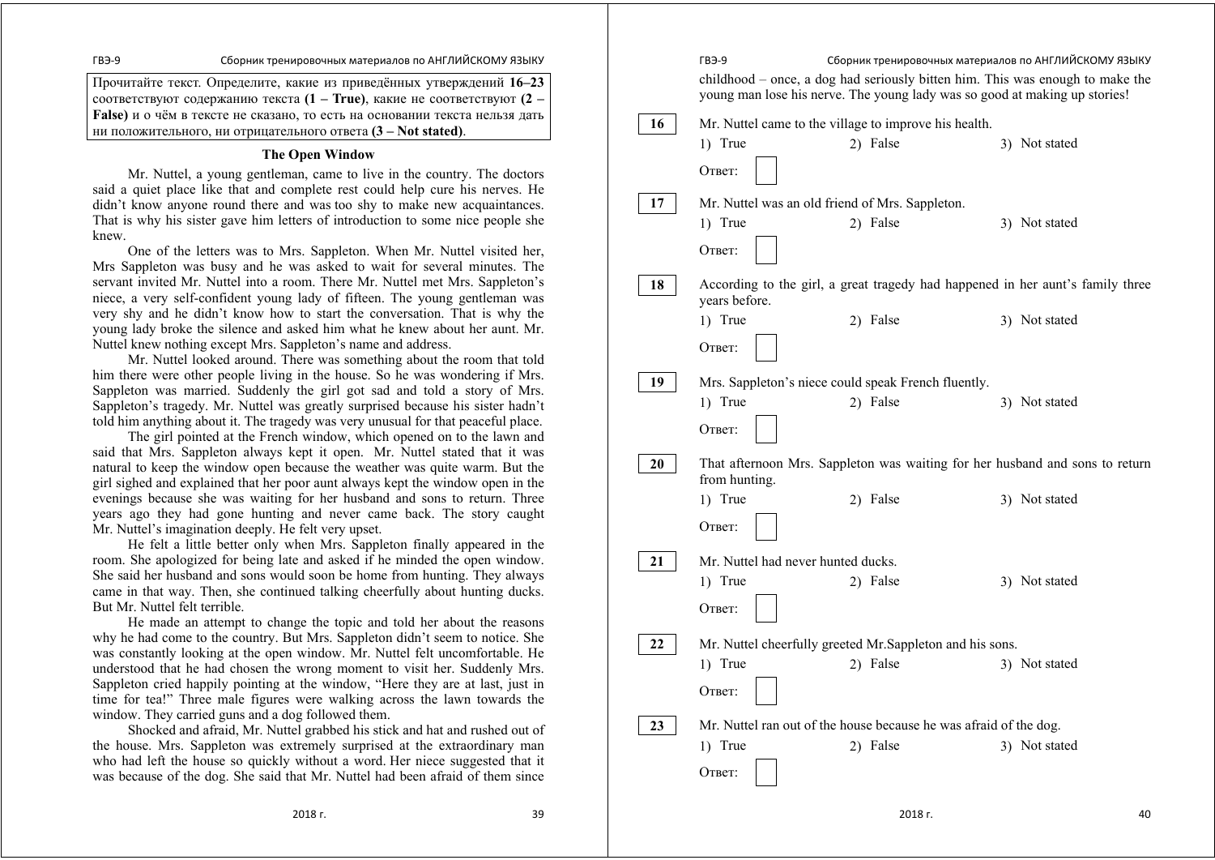Прочитайте текст. Определите, какие из приведённых утверждений **16–23** соответствуют содержанию текста **(1 – True)**, какие не соответствуют **(2 – False)** и о чём в тексте не сказано, то есть на основании текста нельзя дать ни положительного, ни отрицательного ответа **(3 – Not stated)**.

### The Open Window

Mr. Nuttel, a young gentleman, came to live in the country. The doctors said a quiet place like that and complete rest could help cure his nerves. He didn't know anyone round there and was too shy to make new acquaintances. That is why his sister gave him letters of introduction to some nice people she knew.

One of the letters was to Mrs. Sappleton. When Mr. Nuttel visited her, Mrs Sappleton was busy and he was asked to wait for several minutes. The servant invited Mr. Nuttel into a room. There Mr. Nuttel met Mrs. Sappleton's niece, a very self-confident young lady of fifteen. The young gentleman was very shy and he didn't know how to start the conversation. That is why the young lady broke the silence and asked him what he knew about her aunt. Mr. Nuttel knew nothing except Mrs. Sappleton's name and address.

Mr. Nuttel looked around. There was something about the room that told him there were other people living in the house. So he was wondering if Mrs. Sappleton was married. Suddenly the girl got sad and told a story of Mrs. Sappleton's tragedy. Mr. Nuttel was greatly surprised because his sister hadn't told him anything about it. The tragedy was very unusual for that peaceful place.

The girl pointed at the French window, which opened on to the lawn and said that Mrs. Sappleton always kept it open. Mr. Nuttel stated that it was natural to keep the window open because the weather was quite warm. But the girl sighed and explained that her poor aunt always kept the window open in the evenings because she was waiting for her husband and sons to return. Three years ago they had gone hunting and never came back. The story caught Mr. Nuttel's imagination deeply. He felt very upset.

He felt a little better only when Mrs. Sappleton finally appeared in the room. She apologized for being late and asked if he minded the open window. She said her husband and sons would soon be home from hunting. They always came in that way. Then, she continued talking cheerfully about hunting ducks. But Mr. Nuttel felt terrible.

He made an attempt to change the topic and told her about the reasons why he had come to the country. But Mrs. Sappleton didn't seem to notice. She was constantly looking at the open window. Mr. Nuttel felt uncomfortable. He understood that he had chosen the wrong moment to visit her. Suddenly Mrs. Sappleton cried happily pointing at the window, "Here they are at last, just in time for tea!" Three male figures were walking across the lawn towards the window. They carried guns and a dog followed them.

Shocked and afraid, Mr. Nuttel grabbed his stick and hat and rushed out of the house. Mrs. Sappleton was extremely surprised at the extraordinary man who had left the house so quickly without a word. Her niece suggested that it was because of the dog. She said that Mr. Nuttel had been afraid of them since childhood – once, a dog had seriously bitten him. This was enough to make the young man lose his nerve. The young lady was so good at making up stories!

**16** Mr. Nuttel came to the village to improve his health.

1) True 2) False 3) Not stated

Ответ:

**17** Mr. Nuttel was an old friend of Mrs. Sappleton.

1) True 2) False 3) Not stated

Ответ:

**18** According to the girl, a great tragedy had happened in her aunt's family three years before.

1) True 2) False 3) Not stated

Ответ:

**19** Mrs. Sappleton's niece could speak French fluently.

1) True 2) False 3) Not stated

Ответ:

**20** That afternoon Mrs. Sappleton was waiting for her husband and sons to return from hunting.

1) True 2) False 3) Not stated

Ответ:

**21** Mr. Nuttel had never hunted ducks.

1) True 2) False 3) Not stated

Ответ:

**22** Mr. Nuttel cheerfully greeted Mr.Sappleton and his sons.

1) True 2) False 3) Not stated

Ответ:

**23** Mr. Nuttel ran out of the house because he was afraid of the dog.

1) True 2) False 3) Not stated

Ответ: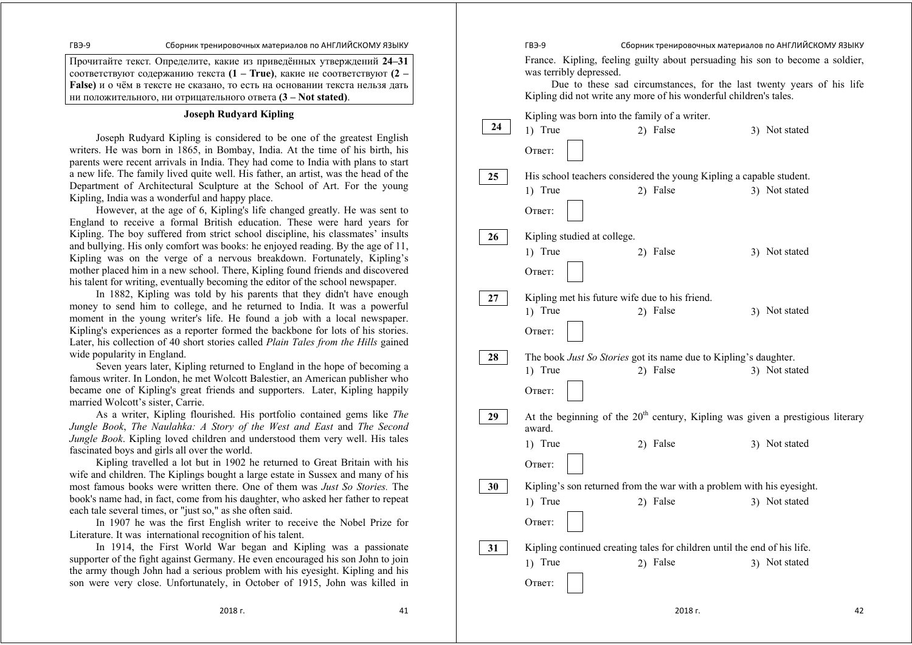Прочитайте текст. Определите, какие из приведённых утверждений **24–31** соответствуют содержанию текста **(1 – True)**, какие не соответствуют **(2 – False)** и о чём в тексте не сказано, то есть на основании текста нельзя дать ни положительного, ни отрицательного ответа **(3 – Not stated)**.

### Joseph Rudyard Kipling

Joseph Rudyard Kipling is considered to be one of the greatest English writers. He was born in 1865, in Bombay, India. At the time of his birth, his parents were recent arrivals in India. They had come to India with plans to start a new life. The family lived quite well. His father, an artist, was the head of the Department of Architectural Sculpture at the School of Art. For the young Kipling, India was a wonderful and happy place.

However, at the age of 6, Kipling's life changed greatly. He was sent to England to receive a formal British education. These were hard years for Kipling. The boy suffered from strict school discipline, his classmates' insults and bullying. His only comfort was books: he enjoyed reading. By the age of 11, Kipling was on the verge of a nervous breakdown. Fortunately, Kipling's mother placed him in a new school. There, Kipling found friends and discovered his talent for writing, eventually becoming the editor of the school newspaper.

In 1882, Kipling was told by his parents that they didn't have enough money to send him to college, and he returned to India. It was a powerful moment in the young writer's life. He found a job with a local newspaper. Kipling's experiences as a reporter formed the backbone for lots of his stories. Later, his collection of 40 short stories called *Plain Tales from the Hills* gained wide popularity in England.

Seven years later, Kipling returned to England in the hope of becoming a famous writer. In London, he met Wolcott Balestier, an American publisher who became one of Kipling's great friends and supporters. Later, Kipling happily married Wolcott's sister, Carrie.

As a writer, Kipling flourished. His portfolio contained gems like *The Jungle Book*, *The Naulahka: A Story of the West and East* and *The Second Jungle Book*. Kipling loved children and understood them very well. His tales fascinated boys and girls all over the world.

Kipling travelled a lot but in 1902 he returned to Great Britain with his wife and children. The Kiplings bought a large estate in Sussex and many of his most famous books were written there. One of them was *Just So Stories.* The book's name had, in fact, come from his daughter, who asked her father to repeat each tale several times, or "just so," as she often said.

In 1907 he was the first English writer to receive the Nobel Prize for Literature. It was international recognition of his talent.

In 1914, the First World War began and Kipling was a passionate supporter of the fight against Germany. He even encouraged his son John to join the army though John had a serious problem with his eyesight. Kipling and his son were very close. Unfortunately, in October of 1915, John was killed in France. Kipling, feeling guilty about persuading his son to become a soldier, was terribly depressed.

Due to these sad circumstances, for the last twenty years of his life Kipling did not write any more of his wonderful children's tales.

**24** Kipling was born into the family of a writer.

1) True 2) False 3) Not stated

Ответ: ☐

**25** His school teachers considered the young Kipling a capable student.

1) True 2) False 3) Not stated

Ответ: ☐

**26** Kipling studied at college.

1) True 2) False 3) Not stated

Ответ: ☐

**27** Kipling met his future wife due to his friend.

1) True 2) False 3) Not stated

Ответ: ☐

**28** The book *Just So Stories* got its name due to Kipling's daughter.

1) True 2) False 3) Not stated

Ответ: ☐

**29** At the beginning of the 20th century, Kipling was given a prestigious literary award.

1) True 2) False 3) Not stated

Ответ: ☐

**30** Kipling's son returned from the war with a problem with his eyesight.

1) True 2) False 3) Not stated

Ответ: ☐

**31** Kipling continued creating tales for children until the end of his life.

1) True 2) False 3) Not stated

Ответ: ☐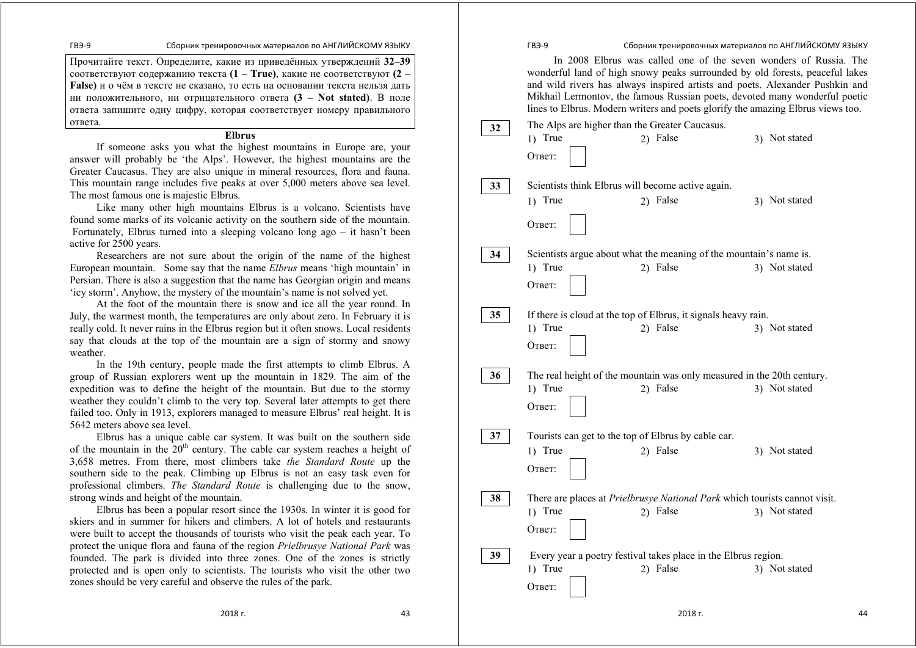Прочитайте текст. Определите, какие из приведённых утверждений **32–39** соответствуют содержанию текста **(1 – True)**, какие не соответствуют **(2 – False)** и о чём в тексте не сказано, то есть на основании текста нельзя дать ни положительного, ни отрицательного ответа **(3 – Not stated)**. В поле ответа запишите одну цифру, которая соответствует номеру правильного ответа.

**Elbrus**

If someone asks you what the highest mountains in Europe are, your answer will probably be 'the Alps'. However, the highest mountains are the Greater Caucasus. They are also unique in mineral resources, flora and fauna. This mountain range includes five peaks at over 5,000 meters above sea level. The most famous one is majestic Elbrus.

Like many other high mountains Elbrus is a volcano. Scientists have found some marks of its volcanic activity on the southern side of the mountain. Fortunately, Elbrus turned into a sleeping volcano long ago – it hasn't been active for 2500 years.

Researchers are not sure about the origin of the name of the highest European mountain. Some say that the name *Elbrus* means 'high mountain' in Persian. There is also a suggestion that the name has Georgian origin and means 'icy storm'. Anyhow, the mystery of the mountain's name is not solved yet.

At the foot of the mountain there is snow and ice all the year round. In July, the warmest month, the temperatures are only about zero. In February it is really cold. It never rains in the Elbrus region but it often snows. Local residents say that clouds at the top of the mountain are a sign of stormy and snowy weather.

In the 19th century, people made the first attempts to climb Elbrus. A group of Russian explorers went up the mountain in 1829. The aim of the expedition was to define the height of the mountain. But due to the stormy weather they couldn't climb to the very top. Several later attempts to get there failed too. Only in 1913, explorers managed to measure Elbrus' real height. It is 5642 meters above sea level.

Elbrus has a unique cable car system. It was built on the southern side of the mountain in the 20th century. The cable car system reaches a height of 3,658 metres. From there, most climbers take *the Standard Route* up the southern side to the peak. Climbing up Elbrus is not an easy task even for professional climbers. *The Standard Route* is challenging due to the snow, strong winds and height of the mountain.

Elbrus has been a popular resort since the 1930s. In winter it is good for skiers and in summer for hikers and climbers. A lot of hotels and restaurants were built to accept the thousands of tourists who visit the peak each year. To protect the unique flora and fauna of the region *Prielbrusye National Park* was founded. The park is divided into three zones. One of the zones is strictly protected and is open only to scientists. The tourists who visit the other two zones should be very careful and observe the rules of the park.

In 2008 Elbrus was called one of the seven wonders of Russia. The wonderful land of high snowy peaks surrounded by old forests, peaceful lakes and wild rivers has always inspired artists and poets. Alexander Pushkin and Mikhail Lermontov, the famous Russian poets, devoted many wonderful poetic lines to Elbrus. Modern writers and poets glorify the amazing Elbrus views too.

**32** The Alps are higher than the Greater Caucasus.

1) True 2) False 3) Not stated

Ответ: ____

**33** Scientists think Elbrus will become active again.

1) True 2) False 3) Not stated

Ответ: ____

**34** Scientists argue about what the meaning of the mountain's name is.

1) True 2) False 3) Not stated

Ответ: ____

**35** If there is cloud at the top of Elbrus, it signals heavy rain.

1) True 2) False 3) Not stated

Ответ: ____

**36** The real height of the mountain was only measured in the 20th century.

1) True 2) False 3) Not stated

Ответ: ____

**37** Tourists can get to the top of Elbrus by cable car.

1) True 2) False 3) Not stated

Ответ: ____

**38** There are places at *Prielbrusye National Park* which tourists cannot visit.

1) True 2) False 3) Not stated

Ответ: ____

**39** Every year a poetry festival takes place in the Elbrus region.

1) True 2) False 3) Not stated

Ответ: ____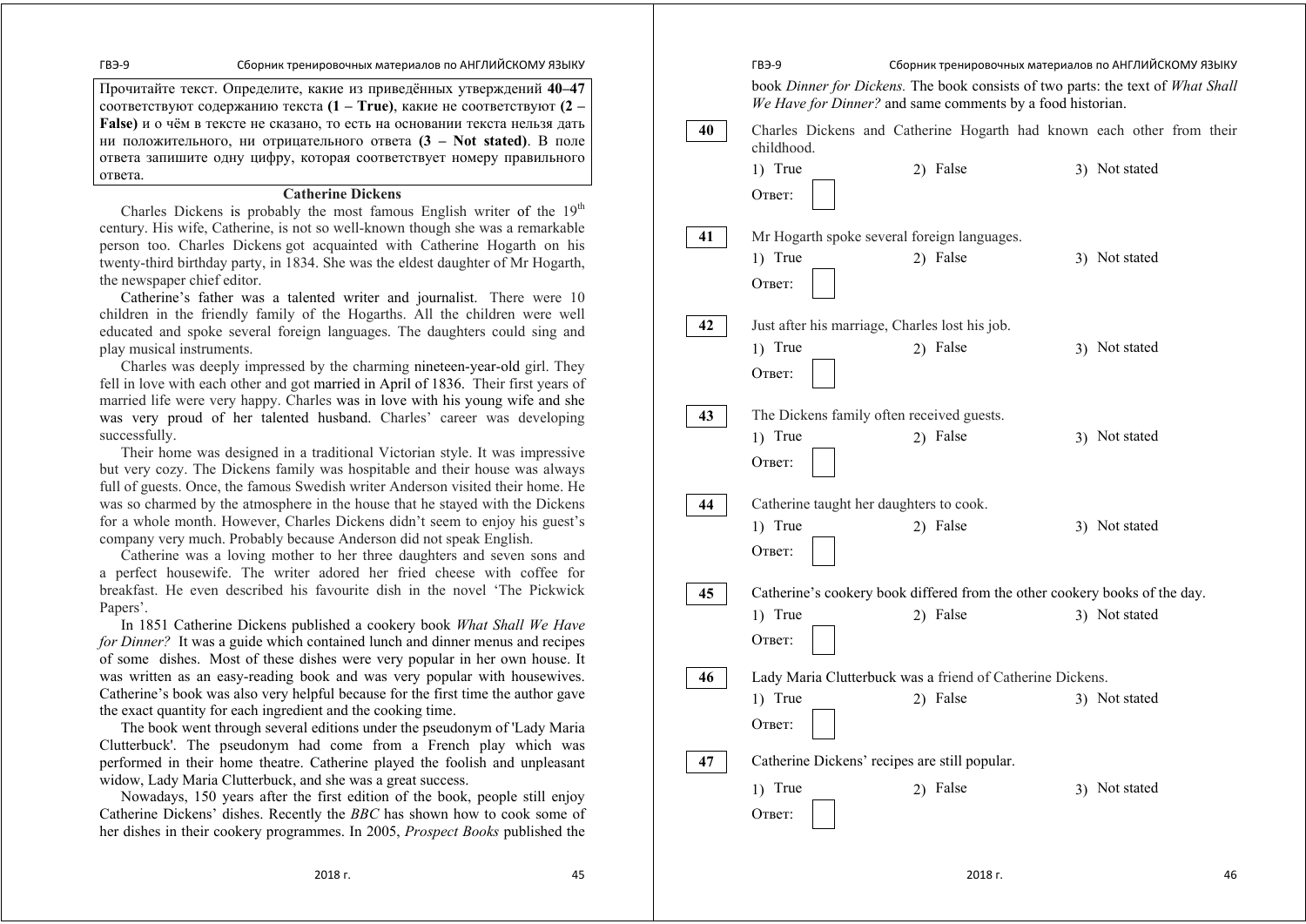Прочитайте текст. Определите, какие из приведённых утверждений **40–47** соответствуют содержанию текста **(1 – True)**, какие не соответствуют **(2 – False)** и о чём в тексте не сказано, то есть на основании текста нельзя дать ни положительного, ни отрицательного ответа **(3 – Not stated)**. В поле ответа запишите одну цифру, которая соответствует номеру правильного ответа.

### Catherine Dickens

Charles Dickens is probably the most famous English writer of the 19th century. His wife, Catherine, is not so well-known though she was a remarkable person too. Charles Dickens got acquainted with Catherine Hogarth on his twenty-third birthday party, in 1834. She was the eldest daughter of Mr Hogarth, the newspaper chief editor.

Catherine's father was a talented writer and journalist. There were 10 children in the friendly family of the Hogarths. All the children were well educated and spoke several foreign languages. The daughters could sing and play musical instruments.

Charles was deeply impressed by the charming nineteen-year-old girl. They fell in love with each other and got married in April of 1836. Their first years of married life were very happy. Charles was in love with his young wife and she was very proud of her talented husband. Charles' career was developing successfully.

Their home was designed in a traditional Victorian style. It was impressive but very cozy. The Dickens family was hospitable and their house was always full of guests. Once, the famous Swedish writer Anderson visited their home. He was so charmed by the atmosphere in the house that he stayed with the Dickens for a whole month. However, Charles Dickens didn't seem to enjoy his guest's company very much. Probably because Anderson did not speak English.

Catherine was a loving mother to her three daughters and seven sons and a perfect housewife. The writer adored her fried cheese with coffee for breakfast. He even described his favourite dish in the novel 'The Pickwick Papers'.

In 1851 Catherine Dickens published a cookery book *What Shall We Have for Dinner?* It was a guide which contained lunch and dinner menus and recipes of some dishes. Most of these dishes were very popular in her own house. It was written as an easy-reading book and was very popular with housewives. Catherine's book was also very helpful because for the first time the author gave the exact quantity for each ingredient and the cooking time.

The book went through several editions under the pseudonym of 'Lady Maria Clutterbuck'. The pseudonym had come from a French play which was performed in their home theatre. Catherine played the foolish and unpleasant widow, Lady Maria Clutterbuck, and she was a great success.

Nowadays, 150 years after the first edition of the book, people still enjoy Catherine Dickens' dishes. Recently the *BBC* has shown how to cook some of her dishes in their cookery programmes. In 2005, *Prospect Books* published the book *Dinner for Dickens.* The book consists of two parts: the text of *What Shall We Have for Dinner?* and same comments by a food historian.

**40** Charles Dickens and Catherine Hogarth had known each other from their childhood.

1) True 2) False 3) Not stated

Ответ: ___

**41** Mr Hogarth spoke several foreign languages.

1) True 2) False 3) Not stated

Ответ: ___

**42** Just after his marriage, Charles lost his job.

1) True 2) False 3) Not stated

Ответ: ___

**43** The Dickens family often received guests.

1) True 2) False 3) Not stated

Ответ: ___

**44** Catherine taught her daughters to cook.

1) True 2) False 3) Not stated

Ответ: ___

**45** Catherine's cookery book differed from the other cookery books of the day.

1) True 2) False 3) Not stated

Ответ: ___

**46** Lady Maria Clutterbuck was a friend of Catherine Dickens.

1) True 2) False 3) Not stated

Ответ: ___

**47** Catherine Dickens' recipes are still popular.

1) True 2) False 3) Not stated

Ответ: ___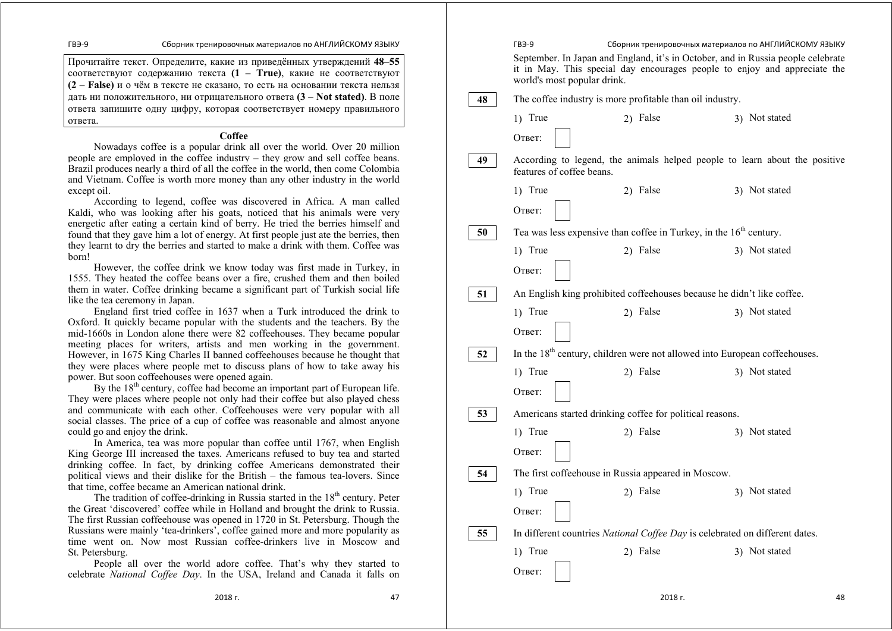Прочитайте текст. Определите, какие из приведённых утверждений **48–55** соответствуют содержанию текста **(1 – True)**, какие не соответствуют **(2 – False)** и о чём в тексте не сказано, то есть на основании текста нельзя дать ни положительного, ни отрицательного ответа **(3 – Not stated)**. В поле ответа запишите одну цифру, которая соответствует номеру правильного ответа.

## Coffee

Nowadays coffee is a popular drink all over the world. Over 20 million people are employed in the coffee industry – they grow and sell coffee beans. Brazil produces nearly a third of all the coffee in the world, then come Colombia and Vietnam. Coffee is worth more money than any other industry in the world except oil.

According to legend, coffee was discovered in Africa. A man called Kaldi, who was looking after his goats, noticed that his animals were very energetic after eating a certain kind of berry. He tried the berries himself and found that they gave him a lot of energy. At first people just ate the berries, then they learnt to dry the berries and started to make a drink with them. Coffee was born!

However, the coffee drink we know today was first made in Turkey, in 1555. They heated the coffee beans over a fire, crushed them and then boiled them in water. Coffee drinking became a significant part of Turkish social life like the tea ceremony in Japan.

England first tried coffee in 1637 when a Turk introduced the drink to Oxford. It quickly became popular with the students and the teachers. By the mid-1660s in London alone there were 82 coffeehouses. They became popular meeting places for writers, artists and men working in the government. However, in 1675 King Charles II banned coffeehouses because he thought that they were places where people met to discuss plans of how to take away his power. But soon coffeehouses were opened again.

By the 18th century, coffee had become an important part of European life. They were places where people not only had their coffee but also played chess and communicate with each other. Coffeehouses were very popular with all social classes. The price of a cup of coffee was reasonable and almost anyone could go and enjoy the drink.

In America, tea was more popular than coffee until 1767, when English King George III increased the taxes. Americans refused to buy tea and started drinking coffee. In fact, by drinking coffee Americans demonstrated their political views and their dislike for the British – the famous tea-lovers. Since that time, coffee became an American national drink.

The tradition of coffee-drinking in Russia started in the 18th century. Peter the Great 'discovered' coffee while in Holland and brought the drink to Russia. The first Russian coffeehouse was opened in 1720 in St. Petersburg. Though the Russians were mainly 'tea-drinkers', coffee gained more and more popularity as time went on. Now most Russian coffee-drinkers live in Moscow and St. Petersburg.

People all over the world adore coffee. That's why they started to celebrate *National Coffee Day*. In the USA, Ireland and Canada it falls on September. In Japan and England, it's in October, and in Russia people celebrate it in May. This special day encourages people to enjoy and appreciate the world's most popular drink.

**48** The coffee industry is more profitable than oil industry.

1) True 2) False 3) Not stated

Ответ: ☐

**49** According to legend, the animals helped people to learn about the positive features of coffee beans.

1) True 2) False 3) Not stated

Ответ: ☐

**50** Tea was less expensive than coffee in Turkey, in the 16th century.

1) True 2) False 3) Not stated

Ответ: ☐

**51** An English king prohibited coffeehouses because he didn't like coffee.

1) True 2) False 3) Not stated

Ответ: ☐

**52** In the 18th century, children were not allowed into European coffeehouses.

1) True 2) False 3) Not stated

Ответ: ☐

**53** Americans started drinking coffee for political reasons.

1) True 2) False 3) Not stated

Ответ: ☐

**54** The first coffeehouse in Russia appeared in Moscow.

1) True 2) False 3) Not stated

Ответ: ☐

**55** In different countries *National Coffee Day* is celebrated on different dates.

1) True 2) False 3) Not stated

Ответ: ☐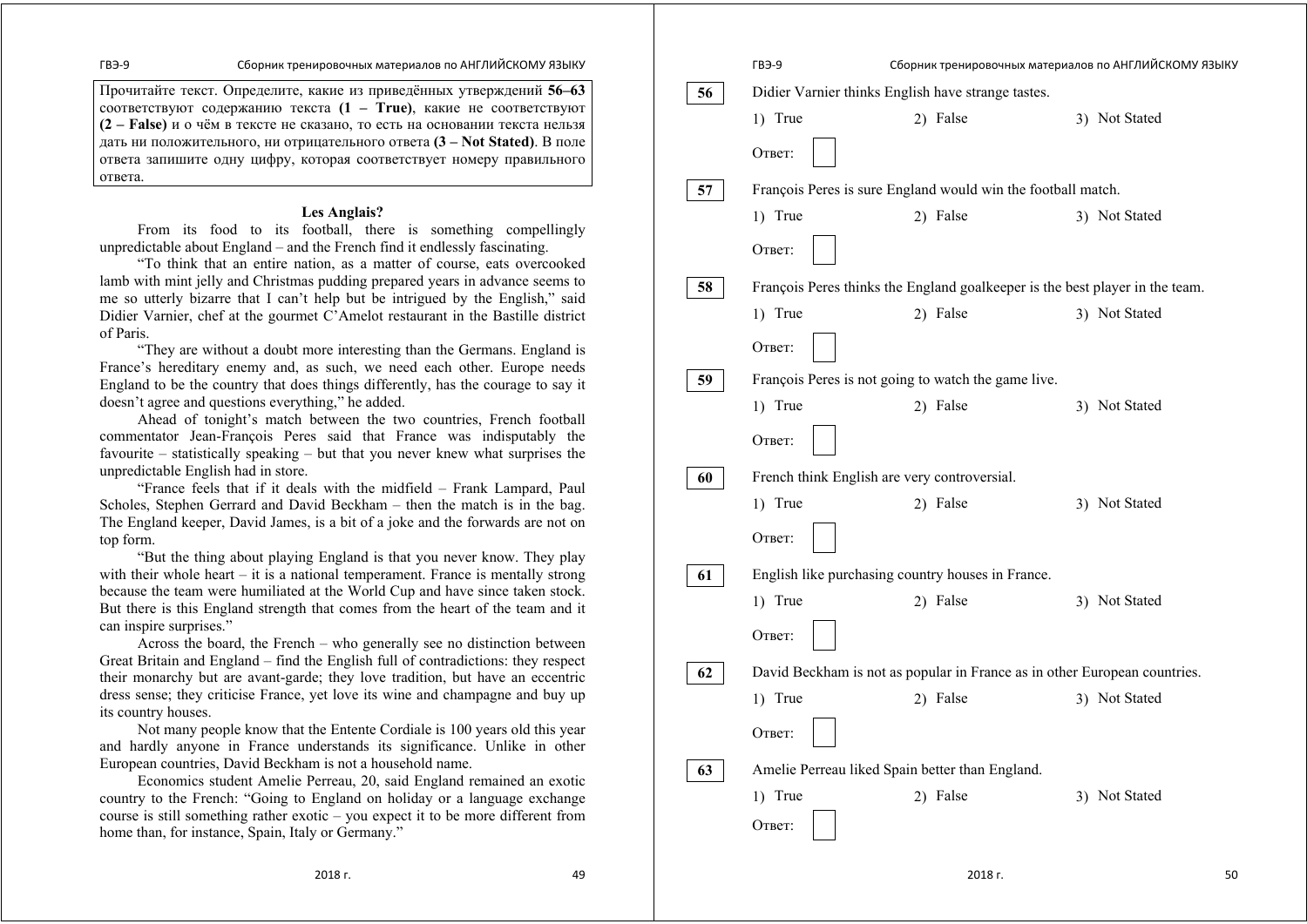Прочитайте текст. Определите, какие из приведённых утверждений **56–63** соответствуют содержанию текста **(1 – True)**, какие не соответствуют **(2 – False)** и о чём в тексте не сказано, то есть на основании текста нельзя дать ни положительного, ни отрицательного ответа **(3 – Not Stated)**. В поле ответа запишите одну цифру, которая соответствует номеру правильного ответа.

### Les Anglais?

From its food to its football, there is something compellingly unpredictable about England – and the French find it endlessly fascinating.

"To think that an entire nation, as a matter of course, eats overcooked lamb with mint jelly and Christmas pudding prepared years in advance seems to me so utterly bizarre that I can't help but be intrigued by the English," said Didier Varnier, chef at the gourmet C'Amelot restaurant in the Bastille district of Paris.

"They are without a doubt more interesting than the Germans. England is France's hereditary enemy and, as such, we need each other. Europe needs England to be the country that does things differently, has the courage to say it doesn't agree and questions everything," he added.

Ahead of tonight's match between the two countries, French football commentator Jean-François Peres said that France was indisputably the favourite – statistically speaking – but that you never knew what surprises the unpredictable English had in store.

"France feels that if it deals with the midfield – Frank Lampard, Paul Scholes, Stephen Gerrard and David Beckham – then the match is in the bag. The England keeper, David James, is a bit of a joke and the forwards are not on top form.

"But the thing about playing England is that you never know. They play with their whole heart – it is a national temperament. France is mentally strong because the team were humiliated at the World Cup and have since taken stock. But there is this England strength that comes from the heart of the team and it can inspire surprises."

Across the board, the French – who generally see no distinction between Great Britain and England – find the English full of contradictions: they respect their monarchy but are avant-garde; they love tradition, but have an eccentric dress sense; they criticise France, yet love its wine and champagne and buy up its country houses.

Not many people know that the Entente Cordiale is 100 years old this year and hardly anyone in France understands its significance. Unlike in other European countries, David Beckham is not a household name.

Economics student Amelie Perreau, 20, said England remained an exotic country to the French: "Going to England on holiday or a language exchange course is still something rather exotic – you expect it to be more different from home than, for instance, Spain, Italy or Germany."

**56** Didier Varnier thinks English have strange tastes.

1) True 2) False 3) Not Stated

Ответ: ☐

**57** François Peres is sure England would win the football match.

1) True 2) False 3) Not Stated

Ответ: ☐

**58** François Peres thinks the England goalkeeper is the best player in the team.

1) True 2) False 3) Not Stated

Ответ: ☐

**59** François Peres is not going to watch the game live.

1) True 2) False 3) Not Stated

Ответ: ☐

**60** French think English are very controversial.

1) True 2) False 3) Not Stated

Ответ: ☐

**61** English like purchasing country houses in France.

1) True 2) False 3) Not Stated

Ответ: ☐

**62** David Beckham is not as popular in France as in other European countries.

1) True 2) False 3) Not Stated

Ответ: ☐

**63** Amelie Perreau liked Spain better than England.

1) True 2) False 3) Not Stated

Ответ: ☐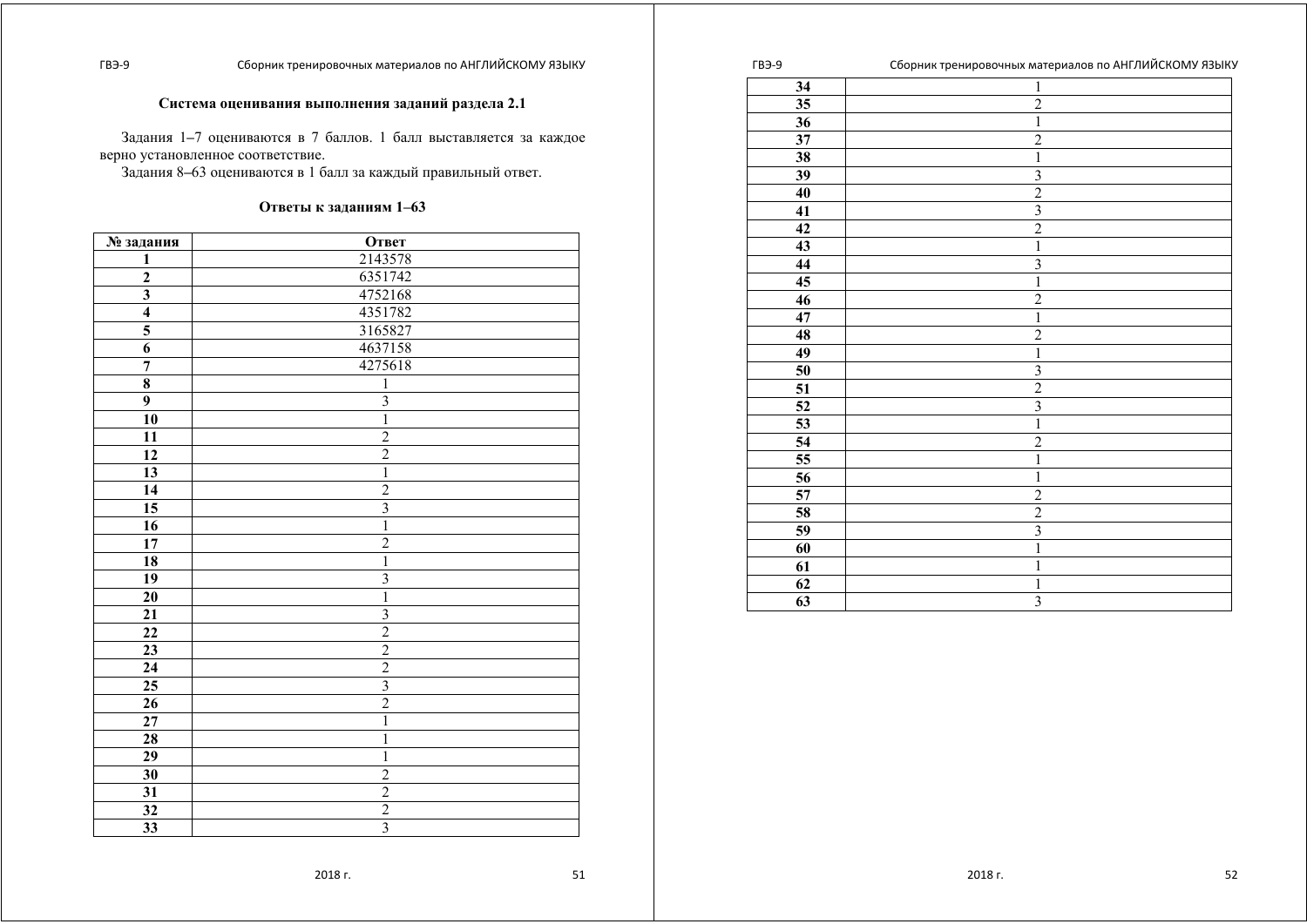### Система оценивания выполнения заданий раздела 2.1

Задания 1–7 оцениваются в 7 баллов. 1 балл выставляется за каждое верно установленное соответствие.

Задания 8–63 оцениваются в 1 балл за каждый правильный ответ.

### Ответы к заданиям 1–63

| № задания | Ответ |
|---|---|
| 1 | 2143578 |
| 2 | 6351742 |
| 3 | 4752168 |
| 4 | 4351782 |
| 5 | 3165827 |
| 6 | 4637158 |
| 7 | 4275618 |
| 8 | 1 |
| 9 | 3 |
| 10 | 1 |
| 11 | 2 |
| 12 | 2 |
| 13 | 1 |
| 14 | 2 |
| 15 | 3 |
| 16 | 1 |
| 17 | 2 |
| 18 | 1 |
| 19 | 3 |
| 20 | 1 |
| 21 | 3 |
| 22 | 2 |
| 23 | 2 |
| 24 | 2 |
| 25 | 3 |
| 26 | 2 |
| 27 | 1 |
| 28 | 1 |
| 29 | 1 |
| 30 | 2 |
| 31 | 2 |
| 32 | 2 |
| 33 | 3 |
| 34 | 1 |
| 35 | 2 |
| 36 | 1 |
| 37 | 2 |
| 38 | 1 |
| 39 | 3 |
| 40 | 2 |
| 41 | 3 |
| 42 | 2 |
| 43 | 1 |
| 44 | 3 |
| 45 | 1 |
| 46 | 2 |
| 47 | 1 |
| 48 | 2 |
| 49 | 1 |
| 50 | 3 |
| 51 | 2 |
| 52 | 3 |
| 53 | 1 |
| 54 | 2 |
| 55 | 1 |
| 56 | 1 |
| 57 | 2 |
| 58 | 2 |
| 59 | 3 |
| 60 | 1 |
| 61 | 1 |
| 62 | 1 |
| 63 | 3 |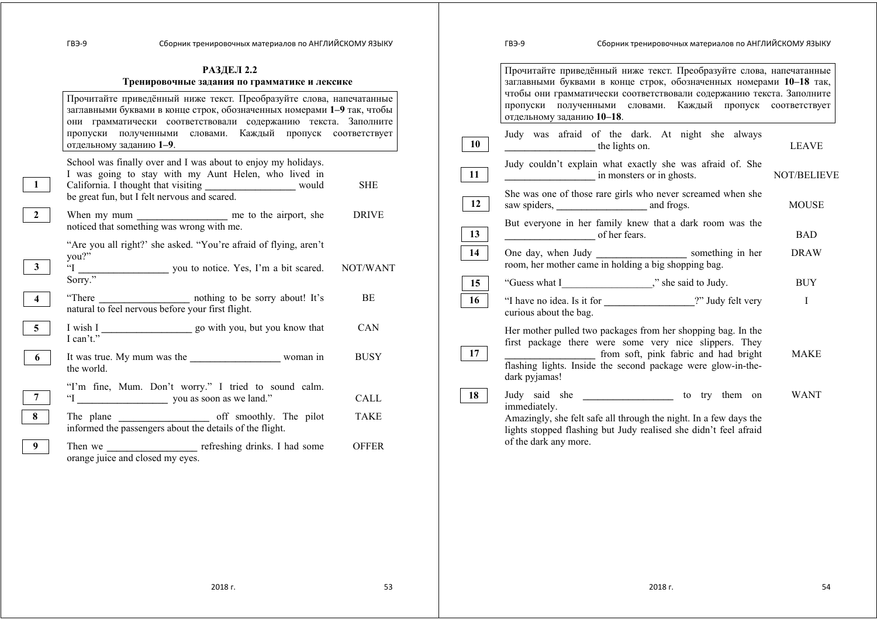## РАЗДЕЛ 2.2
### Тренировочные задания по грамматике и лексике

Прочитайте приведённый ниже текст. Преобразуйте слова, напечатанные заглавными буквами в конце строк, обозначенных номерами **1–9** так, чтобы они грамматически соответствовали содержанию текста. Заполните пропуски полученными словами. Каждый пропуск соответствует отдельному заданию **1–9**.

| № | Текст | Слово |
|---|---|---|
| | School was finally over and I was about to enjoy my holidays. | |
| 1 | I was going to stay with my Aunt Helen, who lived in California. I thought that visiting ________________ would be great fun, but I felt nervous and scared. | SHE |
| 2 | When my mum ________________ me to the airport, she noticed that something was wrong with me. | DRIVE |
| | "Are you all right?' she asked. "You're afraid of flying, aren't you?" | |
| 3 | "I ________________ you to notice. Yes, I'm a bit scared. Sorry." | NOT/WANT |
| 4 | "There ________________ nothing to be sorry about! It's natural to feel nervous before your first flight. | BE |
| 5 | I wish I ________________ go with you, but you know that I can't." | CAN |
| 6 | It was true. My mum was the ________________ woman in the world. | BUSY |
| 7 | "I'm fine, Mum. Don't worry." I tried to sound calm. "I ________________ you as soon as we land." | CALL |
| 8 | The plane ________________ off smoothly. The pilot informed the passengers about the details of the flight. | TAKE |
| 9 | Then we ________________ refreshing drinks. I had some orange juice and closed my eyes. | OFFER |

Прочитайте приведённый ниже текст. Преобразуйте слова, напечатанные заглавными буквами в конце строк, обозначенных номерами **10–18** так, чтобы они грамматически соответствовали содержанию текста. Заполните пропуски полученными словами. Каждый пропуск соответствует отдельному заданию **10–18**.

| № | Текст | Слово |
|---|---|---|
| 10 | Judy was afraid of the dark. At night she always ________________ the lights on. | LEAVE |
| 11 | Judy couldn't explain what exactly she was afraid of. She ________________ in monsters or in ghosts. | NOT/BELIEVE |
| 12 | She was one of those rare girls who never screamed when she saw spiders, ________________ and frogs. | MOUSE |
| 13 | But everyone in her family knew that a dark room was the ________________ of her fears. | BAD |
| 14 | One day, when Judy ________________ something in her room, her mother came in holding a big shopping bag. | DRAW |
| 15 | "Guess what I________________," she said to Judy. | BUY |
| 16 | "I have no idea. Is it for ________________?" Judy felt very curious about the bag. | I |
| 17 | Her mother pulled two packages from her shopping bag. In the first package there were some very nice slippers. They ________________ from soft, pink fabric and had bright flashing lights. Inside the second package were glow-in-the-dark pyjamas! | MAKE |
| 18 | Judy said she ________________ to try them on immediately. | WANT |

Amazingly, she felt safe all through the night. In a few days the lights stopped flashing but Judy realised she didn't feel afraid of the dark any more.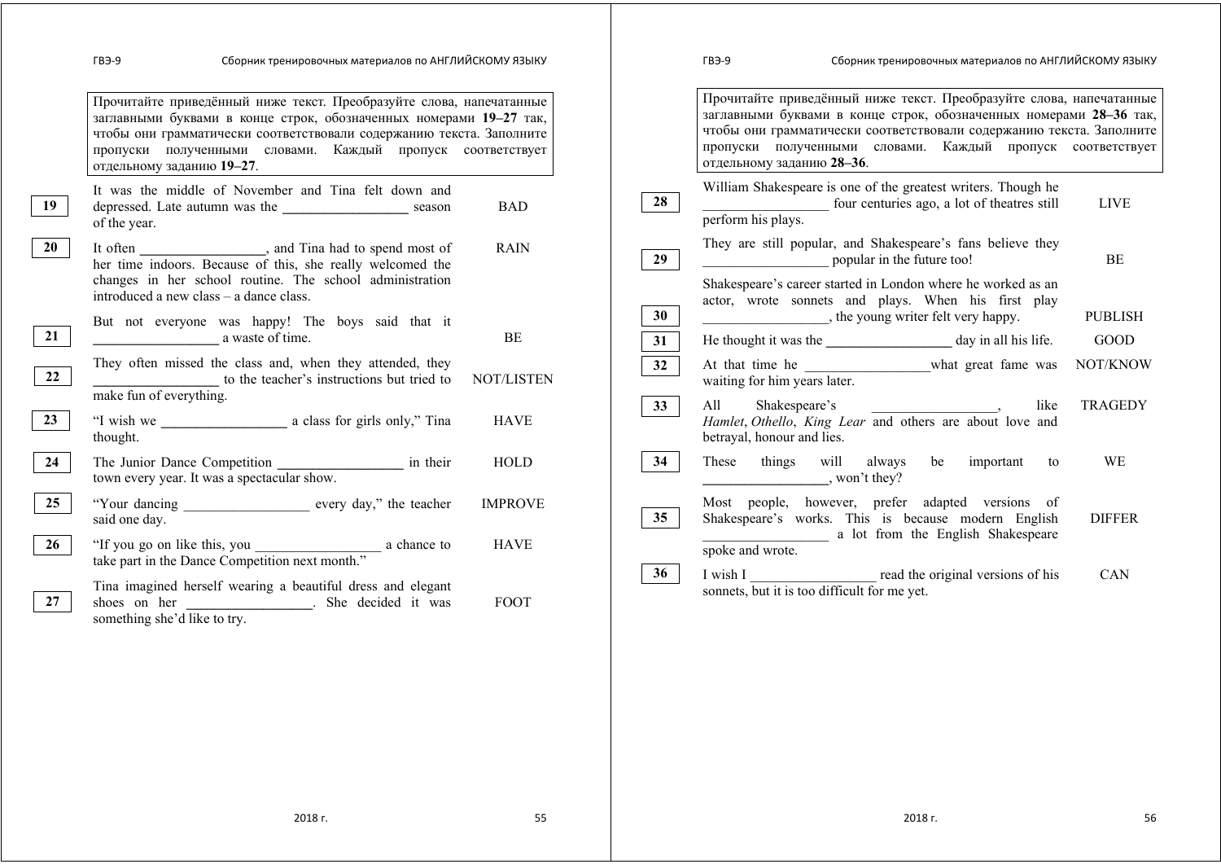Прочитайте приведённый ниже текст. Преобразуйте слова, напечатанные заглавными буквами в конце строк, обозначенных номерами **19–27** так, чтобы они грамматически соответствовали содержанию текста. Заполните пропуски полученными словами. Каждый пропуск соответствует отдельному заданию **19–27**.

| № | Текст | Слово |
|---|---|---|
| 19 | It was the middle of November and Tina felt down and depressed. Late autumn was the _________________ season of the year. | BAD |
| 20 | It often _________________, and Tina had to spend most of her time indoors. Because of this, she really welcomed the changes in her school routine. The school administration introduced a new class – a dance class. | RAIN |
| 21 | But not everyone was happy! The boys said that it _________________ a waste of time. | BE |
| 22 | They often missed the class and, when they attended, they _________________ to the teacher's instructions but tried to make fun of everything. | NOT/LISTEN |
| 23 | "I wish we _________________ a class for girls only," Tina thought. | HAVE |
| 24 | The Junior Dance Competition _________________ in their town every year. It was a spectacular show. | HOLD |
| 25 | "Your dancing _________________ every day," the teacher said one day. | IMPROVE |
| 26 | "If you go on like this, you _________________ a chance to take part in the Dance Competition next month." | HAVE |
| 27 | Tina imagined herself wearing a beautiful dress and elegant shoes on her _________________. She decided it was something she'd like to try. | FOOT |

Прочитайте приведённый ниже текст. Преобразуйте слова, напечатанные заглавными буквами в конце строк, обозначенных номерами **28–36** так, чтобы они грамматически соответствовали содержанию текста. Заполните пропуски полученными словами. Каждый пропуск соответствует отдельному заданию **28–36**.

| № | Текст | Слово |
|---|---|---|
| 28 | William Shakespeare is one of the greatest writers. Though he _________________ four centuries ago, a lot of theatres still perform his plays. | LIVE |
| 29 | They are still popular, and Shakespeare's fans believe they _________________ popular in the future too! | BE |
| 30 | Shakespeare's career started in London where he worked as an actor, wrote sonnets and plays. When his first play _________________, the young writer felt very happy. | PUBLISH |
| 31 | He thought it was the _________________ day in all his life. | GOOD |
| 32 | At that time he _________________ what great fame was waiting for him years later. | NOT/KNOW |
| 33 | All Shakespeare's _________________, like *Hamlet*, *Othello*, *King Lear* and others are about love and betrayal, honour and lies. | TRAGEDY |
| 34 | These things will always be important to _________________, won't they? | WE |
| 35 | Most people, however, prefer adapted versions of Shakespeare's works. This is because modern English _________________ a lot from the English Shakespeare spoke and wrote. | DIFFER |
| 36 | I wish I _________________ read the original versions of his sonnets, but it is too difficult for me yet. | CAN |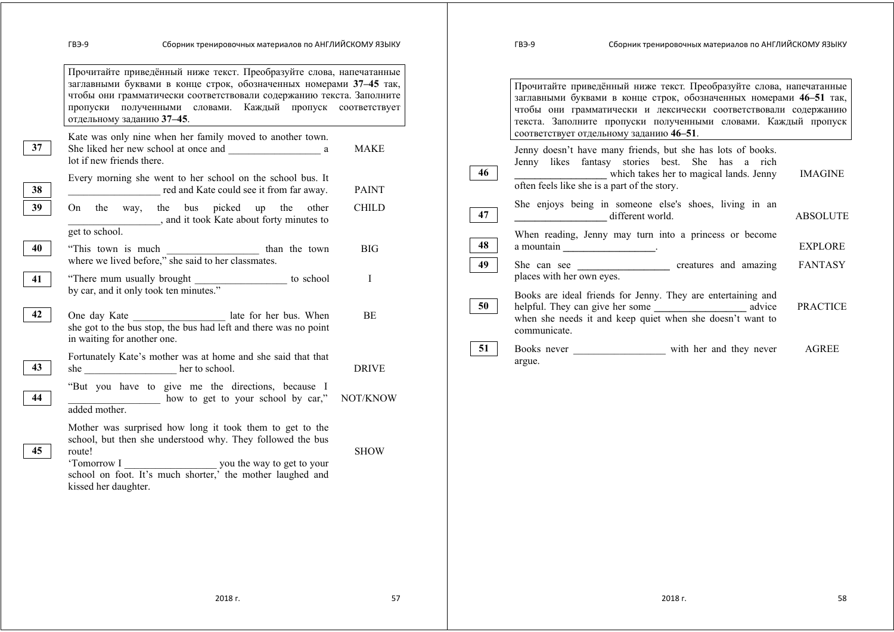Прочитайте приведённый ниже текст. Преобразуйте слова, напечатанные заглавными буквами в конце строк, обозначенных номерами **37–45** так, чтобы они грамматически соответствовали содержанию текста. Заполните пропуски полученными словами. Каждый пропуск соответствует отдельному заданию **37–45**.

| № | Текст | Слово |
| --- | --- | --- |
| 37 | Kate was only nine when her family moved to another town. She liked her new school at once and __________________ a lot if new friends there. | MAKE |
| 38 | Every morning she went to her school on the school bus. It __________________ red and Kate could see it from far away. | PAINT |
| 39 | On the way, the bus picked up the other __________________, and it took Kate about forty minutes to get to school. | CHILD |
| 40 | "This town is much __________________ than the town where we lived before," she said to her classmates. | BIG |
| 41 | "There mum usually brought __________________ to school by car, and it only took ten minutes." | I |
| 42 | One day Kate __________________ late for her bus. When she got to the bus stop, the bus had left and there was no point in waiting for another one. | BE |
| 43 | Fortunately Kate's mother was at home and she said that that she __________________ her to school. | DRIVE |
| 44 | "But you have to give me the directions, because I __________________ how to get to your school by car," added mother. | NOT/KNOW |
| 45 | Mother was surprised how long it took them to get to the school, but then she understood why. They followed the bus route! 'Tomorrow I __________________ you the way to get to your school on foot. It's much shorter,' the mother laughed and kissed her daughter. | SHOW |

Прочитайте приведённый ниже текст. Преобразуйте слова, напечатанные заглавными буквами в конце строк, обозначенных номерами **46–51** так, чтобы они грамматически и лексически соответствовали содержанию текста. Заполните пропуски полученными словами. Каждый пропуск соответствует отдельному заданию **46–51**.

| № | Текст | Слово |
| --- | --- | --- |
| 46 | Jenny doesn't have many friends, but she has lots of books. Jenny likes fantasy stories best. She has a rich __________________ which takes her to magical lands. Jenny often feels like she is a part of the story. | IMAGINE |
| 47 | She enjoys being in someone else's shoes, living in an __________________ different world. | ABSOLUTE |
| 48 | When reading, Jenny may turn into a princess or become a mountain __________________. | EXPLORE |
| 49 | She can see __________________ creatures and amazing places with her own eyes. | FANTASY |
| 50 | Books are ideal friends for Jenny. They are entertaining and helpful. They can give her some __________________ advice when she needs it and keep quiet when she doesn't want to communicate. | PRACTICE |
| 51 | Books never __________________ with her and they never argue. | AGREE |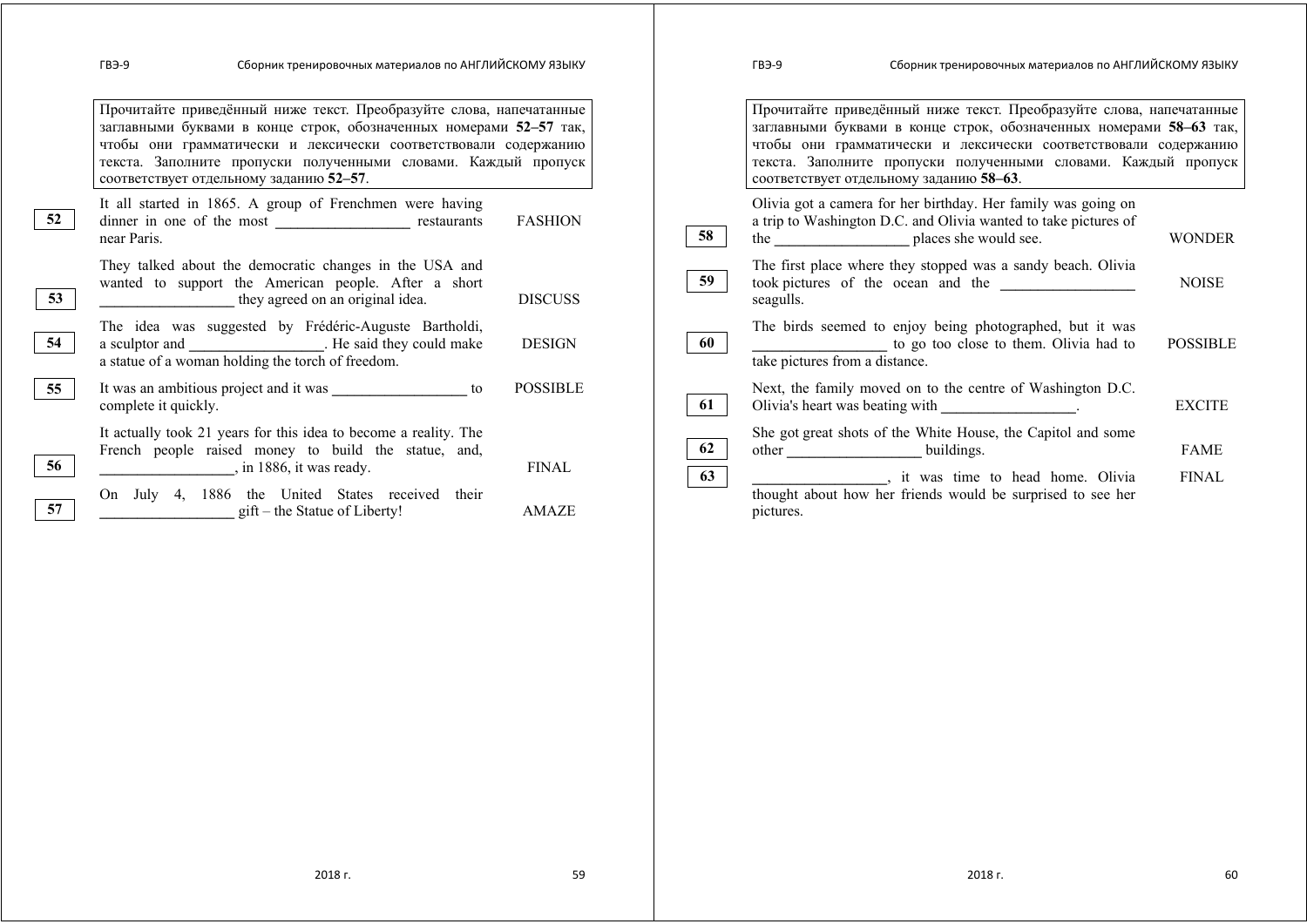Прочитайте приведённый ниже текст. Преобразуйте слова, напечатанные заглавными буквами в конце строк, обозначенных номерами **52–57** так, чтобы они грамматически и лексически соответствовали содержанию текста. Заполните пропуски полученными словами. Каждый пропуск соответствует отдельному заданию **52–57**.

| | | |
|---|---|---|
| **52** | It all started in 1865. A group of Frenchmen were having dinner in one of the most _________________ restaurants near Paris. | FASHION |
| **53** | They talked about the democratic changes in the USA and wanted to support the American people. After a short _________________ they agreed on an original idea. | DISCUSS |
| **54** | The idea was suggested by Frédéric-Auguste Bartholdi, a sculptor and _________________. He said they could make a statue of a woman holding the torch of freedom. | DESIGN |
| **55** | It was an ambitious project and it was _________________ to complete it quickly. | POSSIBLE |
| **56** | It actually took 21 years for this idea to become a reality. The French people raised money to build the statue, and, _________________, in 1886, it was ready. | FINAL |
| **57** | On July 4, 1886 the United States received their _________________ gift – the Statue of Liberty! | AMAZE |

Прочитайте приведённый ниже текст. Преобразуйте слова, напечатанные заглавными буквами в конце строк, обозначенных номерами **58–63** так, чтобы они грамматически и лексически соответствовали содержанию текста. Заполните пропуски полученными словами. Каждый пропуск соответствует отдельному заданию **58–63**.

| | | |
|---|---|---|
| **58** | Olivia got a camera for her birthday. Her family was going on a trip to Washington D.C. and Olivia wanted to take pictures of the _________________ places she would see. | WONDER |
| **59** | The first place where they stopped was a sandy beach. Olivia took pictures of the ocean and the _________________ seagulls. | NOISE |
| **60** | The birds seemed to enjoy being photographed, but it was _________________ to go too close to them. Olivia had to take pictures from a distance. | POSSIBLE |
| **61** | Next, the family moved on to the centre of Washington D.C. Olivia's heart was beating with _________________. | EXCITE |
| **62** | She got great shots of the White House, the Capitol and some other _________________ buildings. | FAME |
| **63** | _________________, it was time to head home. Olivia thought about how her friends would be surprised to see her pictures. | FINAL |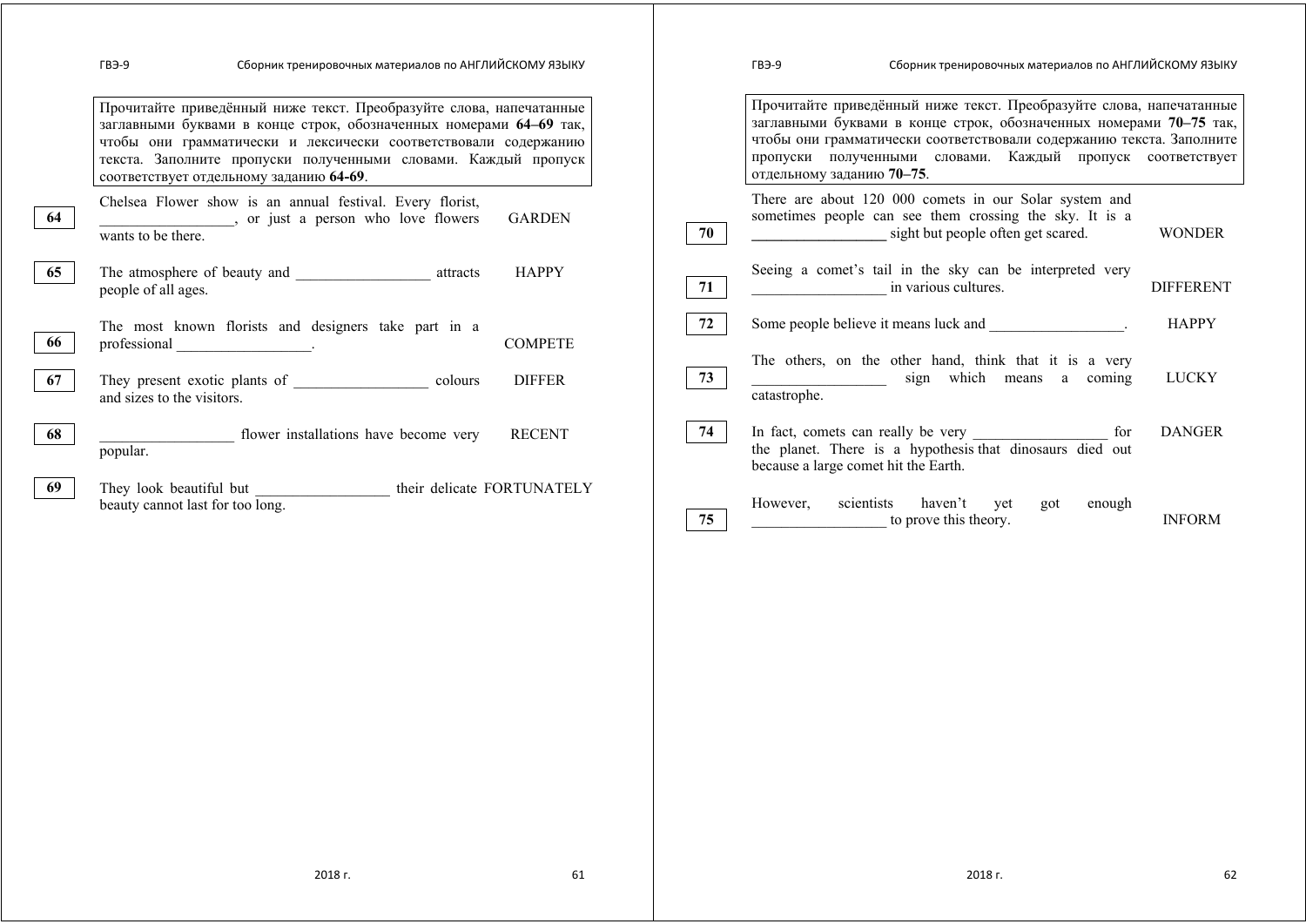Прочитайте приведённый ниже текст. Преобразуйте слова, напечатанные заглавными буквами в конце строк, обозначенных номерами **64–69** так, чтобы они грамматически и лексически соответствовали содержанию текста. Заполните пропуски полученными словами. Каждый пропуск соответствует отдельному заданию **64-69**.

| № | Текст | Слово |
| --- | --- | --- |
| 64 | Chelsea Flower show is an annual festival. Every florist, _________________, or just a person who love flowers wants to be there. | GARDEN |
| 65 | The atmosphere of beauty and _________________ attracts people of all ages. | HAPPY |
| 66 | The most known florists and designers take part in a professional _________________. | COMPETE |
| 67 | They present exotic plants of _________________ colours and sizes to the visitors. | DIFFER |
| 68 | _________________ flower installations have become very popular. | RECENT |
| 69 | They look beautiful but _________________ their delicate beauty cannot last for too long. | FORTUNATELY |

Прочитайте приведённый ниже текст. Преобразуйте слова, напечатанные заглавными буквами в конце строк, обозначенных номерами **70–75** так, чтобы они грамматически соответствовали содержанию текста. Заполните пропуски полученными словами. Каждый пропуск соответствует отдельному заданию **70–75**.

| № | Текст | Слово |
| --- | --- | --- |
| 70 | There are about 120 000 comets in our Solar system and sometimes people can see them crossing the sky. It is a _________________ sight but people often get scared. | WONDER |
| 71 | Seeing a comet's tail in the sky can be interpreted very _________________ in various cultures. | DIFFERENT |
| 72 | Some people believe it means luck and _________________. | HAPPY |
| 73 | The others, on the other hand, think that it is a very _________________ sign which means a coming catastrophe. | LUCKY |
| 74 | In fact, comets can really be very _________________ for the planet. There is a hypothesis that dinosaurs died out because a large comet hit the Earth. | DANGER |
| 75 | However, scientists haven't yet got enough _________________ to prove this theory. | INFORM |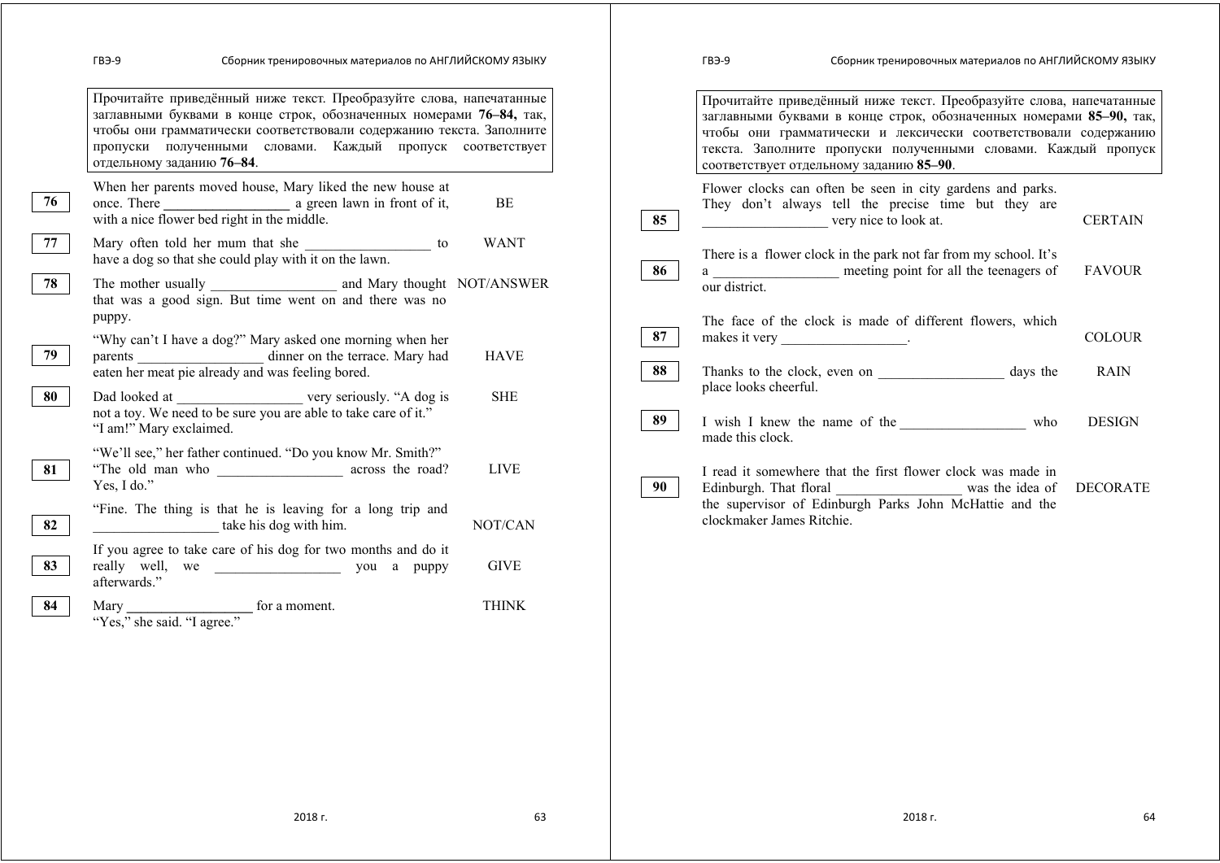Прочитайте приведённый ниже текст. Преобразуйте слова, напечатанные заглавными буквами в конце строк, обозначенных номерами **76–84,** так, чтобы они грамматически соответствовали содержанию текста. Заполните пропуски полученными словами. Каждый пропуск соответствует отдельному заданию **76–84**.

| № | Текст | Слово |
|---|---|---|
| | When her parents moved house, Mary liked the new house at | |
| 76 | once. There __________________ a green lawn in front of it, with a nice flower bed right in the middle. | BE |
| 77 | Mary often told her mum that she __________________ to have a dog so that she could play with it on the lawn. | WANT |
| 78 | The mother usually __________________ and Mary thought that was a good sign. But time went on and there was no puppy. | NOT/ANSWER |
| | "Why can't I have a dog?" Mary asked one morning when her | |
| 79 | parents __________________ dinner on the terrace. Mary had eaten her meat pie already and was feeling bored. | HAVE |
| 80 | Dad looked at __________________ very seriously. "A dog is not a toy. We need to be sure you are able to take care of it." "I am!" Mary exclaimed. | SHE |
| | "We'll see," her father continued. "Do you know Mr. Smith?" | |
| 81 | "The old man who __________________ across the road? Yes, I do." | LIVE |
| | "Fine. The thing is that he is leaving for a long trip and | |
| 82 | __________________ take his dog with him. | NOT/CAN |
| | If you agree to take care of his dog for two months and do it | |
| 83 | really well, we __________________ you a puppy afterwards." | GIVE |
| 84 | Mary __________________ for a moment. "Yes," she said. "I agree." | THINK |

Прочитайте приведённый ниже текст. Преобразуйте слова, напечатанные заглавными буквами в конце строк, обозначенных номерами **85–90,** так, чтобы они грамматически и лексически соответствовали содержанию текста. Заполните пропуски полученными словами. Каждый пропуск соответствует отдельному заданию **85–90**.

| № | Текст | Слово |
|---|---|---|
| | Flower clocks can often be seen in city gardens and parks. They don't always tell the precise time but they are | |
| 85 | __________________ very nice to look at. | CERTAIN |
| | There is a flower clock in the park not far from my school. It's | |
| 86 | a __________________ meeting point for all the teenagers of our district. | FAVOUR |
| | The face of the clock is made of different flowers, which | |
| 87 | makes it very __________________. | COLOUR |
| 88 | Thanks to the clock, even on __________________ days the place looks cheerful. | RAIN |
| 89 | I wish I knew the name of the __________________ who made this clock. | DESIGN |
| | I read it somewhere that the first flower clock was made in | |
| 90 | Edinburgh. That floral __________________ was the idea of the supervisor of Edinburgh Parks John McHattie and the clockmaker James Ritchie. | DECORATE |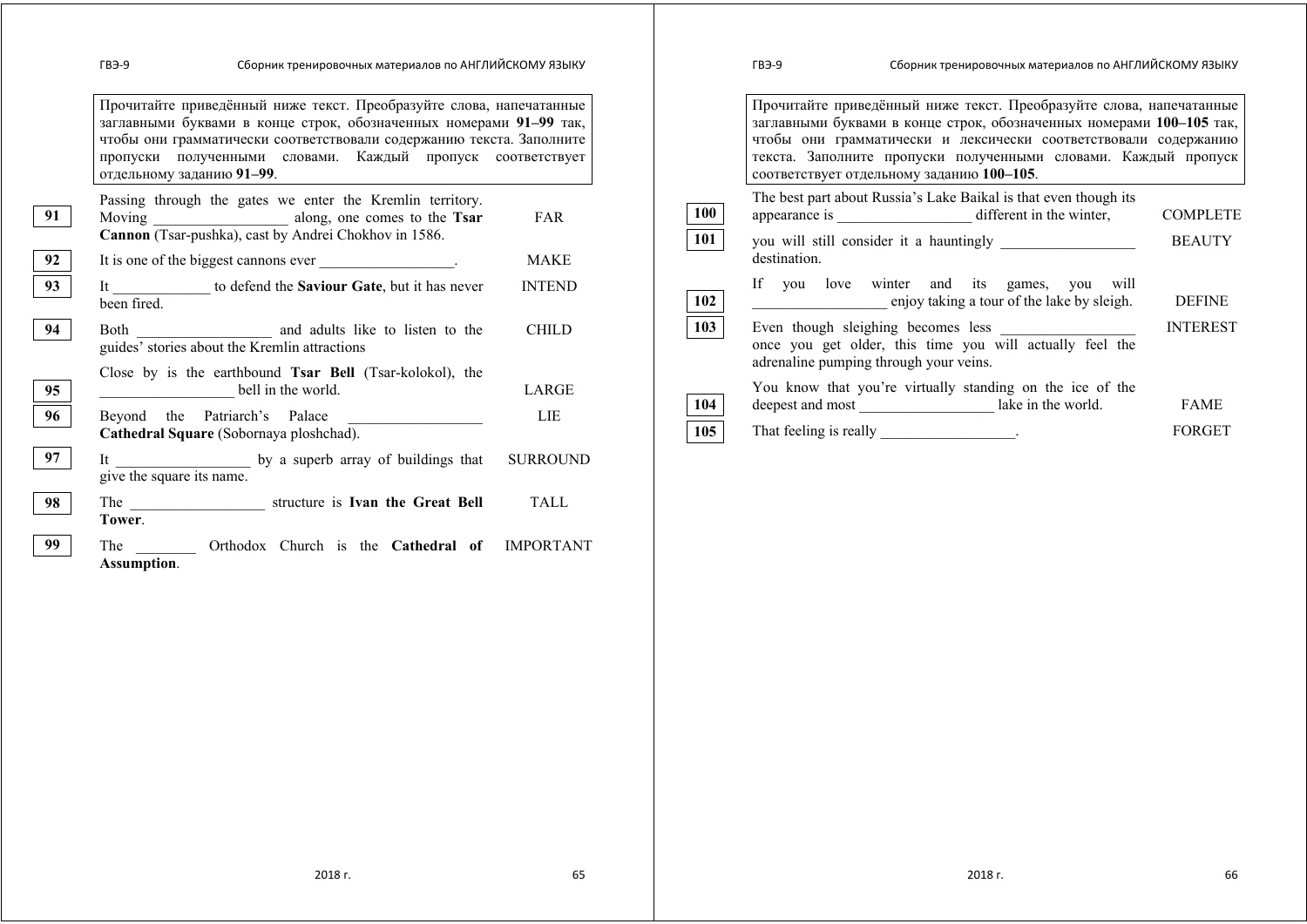Прочитайте приведённый ниже текст. Преобразуйте слова, напечатанные заглавными буквами в конце строк, обозначенных номерами **91–99** так, чтобы они грамматически соответствовали содержанию текста. Заполните пропуски полученными словами. Каждый пропуск соответствует отдельному заданию **91–99**.

| № | Текст | Слово |
|---|---|---|
| | Passing through the gates we enter the Kremlin territory. | |
| 91 | Moving _________________ along, one comes to the **Tsar Cannon** (Tsar-pushka), cast by Andrei Chokhov in 1586. | FAR |
| 92 | It is one of the biggest cannons ever _________________. | MAKE |
| 93 | It ____________ to defend the **Saviour Gate**, but it has never been fired. | INTEND |
| 94 | Both _________________ and adults like to listen to the guides' stories about the Kremlin attractions | CHILD |
| | Close by is the earthbound **Tsar Bell** (Tsar-kolokol), the | |
| 95 | _________________ bell in the world. | LARGE |
| 96 | Beyond the Patriarch's Palace _________________ **Cathedral Square** (Sobornaya ploshchad). | LIE |
| 97 | It _________________ by a superb array of buildings that give the square its name. | SURROUND |
| 98 | The _________________ structure is **Ivan the Great Bell Tower**. | TALL |
| 99 | The ________ Orthodox Church is the **Cathedral of Assumption**. | IMPORTANT |

Прочитайте приведённый ниже текст. Преобразуйте слова, напечатанные заглавными буквами в конце строк, обозначенных номерами **100–105** так, чтобы они грамматически и лексически соответствовали содержанию текста. Заполните пропуски полученными словами. Каждый пропуск соответствует отдельному заданию **100–105**.

| № | Текст | Слово |
|---|---|---|
| | The best part about Russia's Lake Baikal is that even though its | |
| 100 | appearance is _________________ different in the winter, | COMPLETE |
| 101 | you will still consider it a hauntingly _________________ destination. | BEAUTY |
| | If you love winter and its games, you will | |
| 102 | _________________ enjoy taking a tour of the lake by sleigh. | DEFINE |
| 103 | Even though sleighing becomes less _________________ once you get older, this time you will actually feel the adrenaline pumping through your veins. | INTEREST |
| | You know that you're virtually standing on the ice of the | |
| 104 | deepest and most _________________ lake in the world. | FAME |
| 105 | That feeling is really _________________. | FORGET |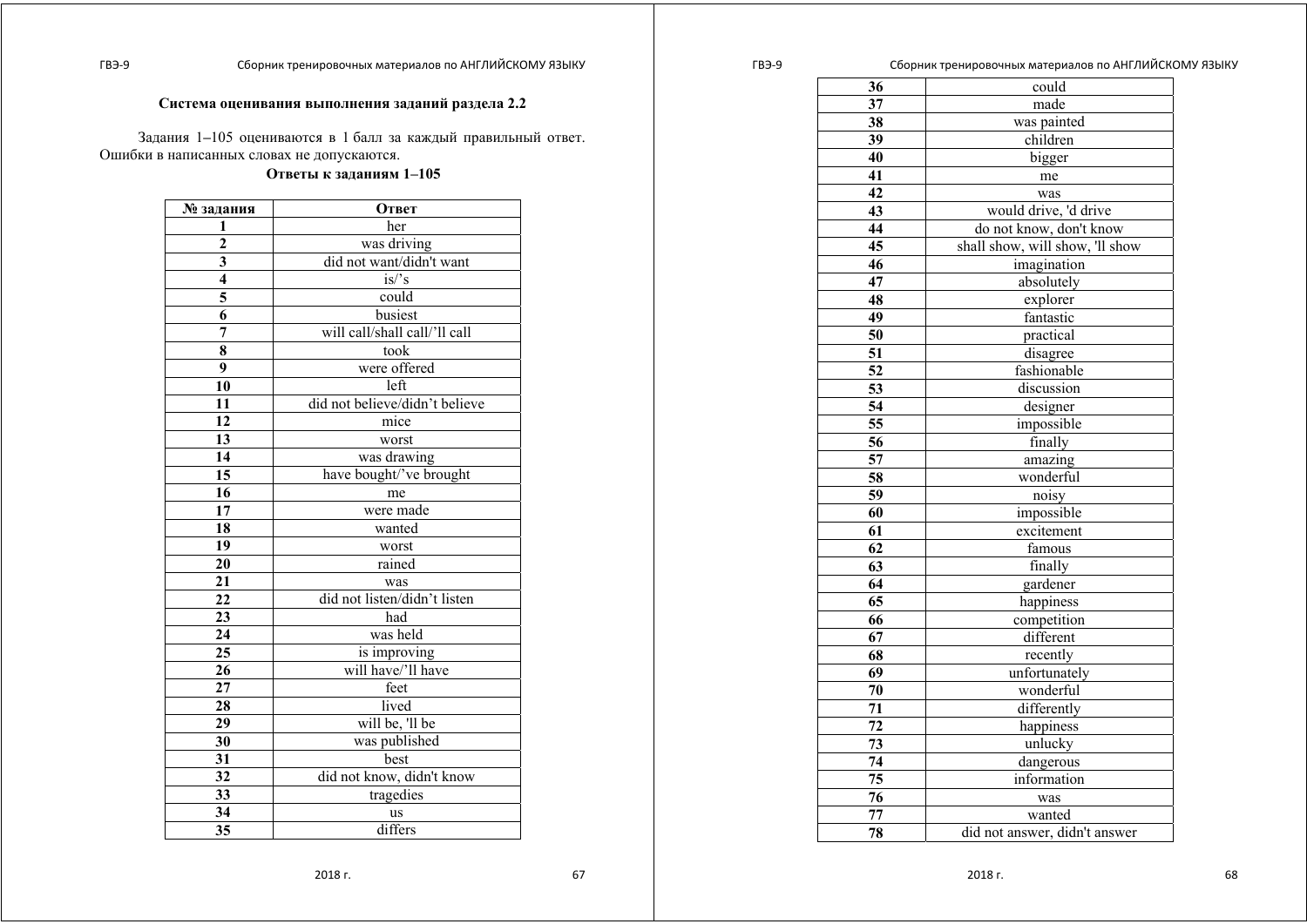### Система оценивания выполнения заданий раздела 2.2

Задания 1–105 оцениваются в 1 балл за каждый правильный ответ. Ошибки в написанных словах не допускаются.

**Ответы к заданиям 1–105**

| № задания | Ответ |
|---|---|
| 1 | her |
| 2 | was driving |
| 3 | did not want/didn't want |
| 4 | is/'s |
| 5 | could |
| 6 | busiest |
| 7 | will call/shall call/'ll call |
| 8 | took |
| 9 | were offered |
| 10 | left |
| 11 | did not believe/didn't believe |
| 12 | mice |
| 13 | worst |
| 14 | was drawing |
| 15 | have bought/'ve brought |
| 16 | me |
| 17 | were made |
| 18 | wanted |
| 19 | worst |
| 20 | rained |
| 21 | was |
| 22 | did not listen/didn't listen |
| 23 | had |
| 24 | was held |
| 25 | is improving |
| 26 | will have/'ll have |
| 27 | feet |
| 28 | lived |
| 29 | will be, 'll be |
| 30 | was published |
| 31 | best |
| 32 | did not know, didn't know |
| 33 | tragedies |
| 34 | us |
| 35 | differs |
| 36 | could |
| 37 | made |
| 38 | was painted |
| 39 | children |
| 40 | bigger |
| 41 | me |
| 42 | was |
| 43 | would drive, 'd drive |
| 44 | do not know, don't know |
| 45 | shall show, will show, 'll show |
| 46 | imagination |
| 47 | absolutely |
| 48 | explorer |
| 49 | fantastic |
| 50 | practical |
| 51 | disagree |
| 52 | fashionable |
| 53 | discussion |
| 54 | designer |
| 55 | impossible |
| 56 | finally |
| 57 | amazing |
| 58 | wonderful |
| 59 | noisy |
| 60 | impossible |
| 61 | excitement |
| 62 | famous |
| 63 | finally |
| 64 | gardener |
| 65 | happiness |
| 66 | competition |
| 67 | different |
| 68 | recently |
| 69 | unfortunately |
| 70 | wonderful |
| 71 | differently |
| 72 | happiness |
| 73 | unlucky |
| 74 | dangerous |
| 75 | information |
| 76 | was |
| 77 | wanted |
| 78 | did not answer, didn't answer |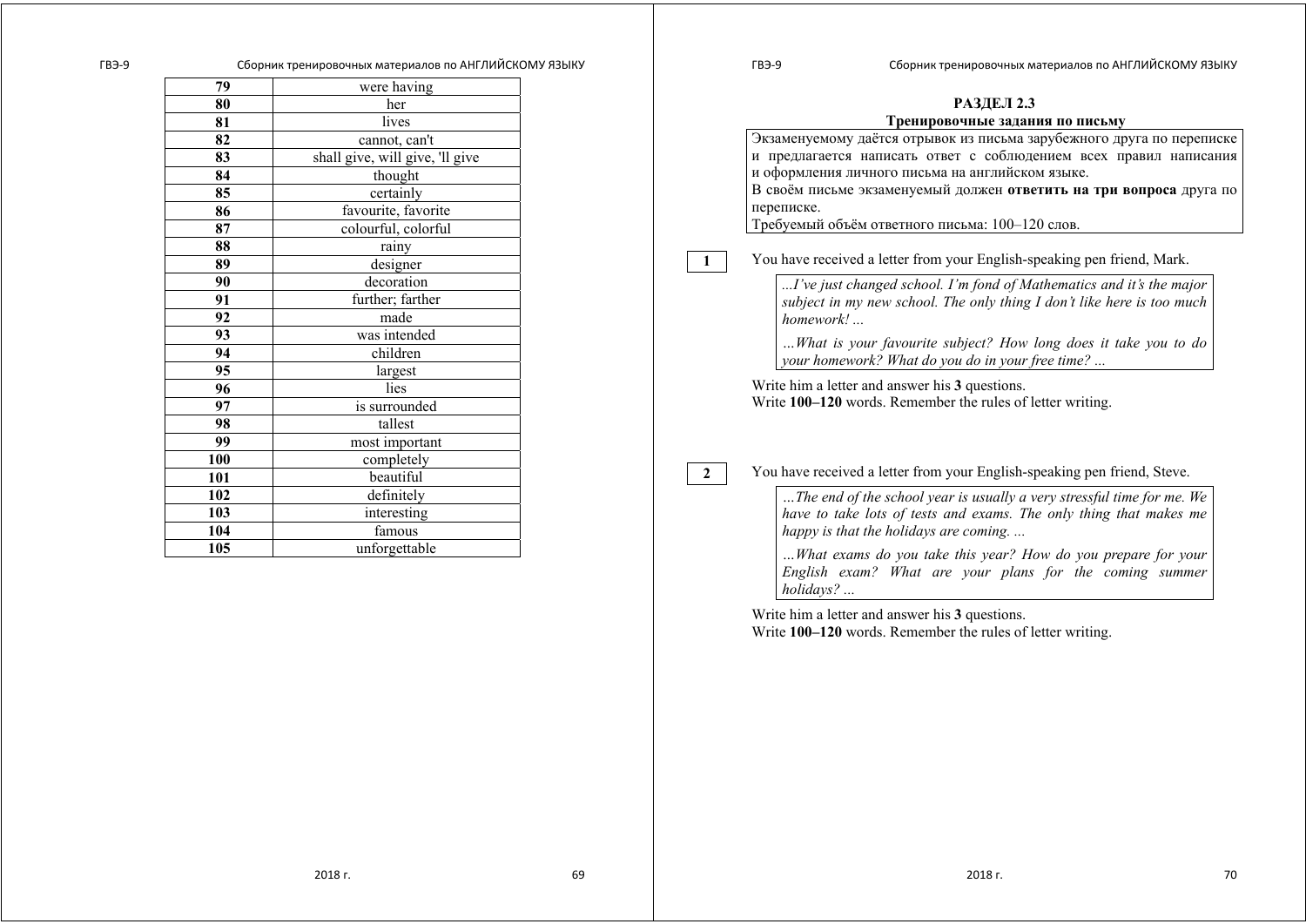| 79 | were having |
|---|---|
| 80 | her |
| 81 | lives |
| 82 | cannot, can't |
| 83 | shall give, will give, 'll give |
| 84 | thought |
| 85 | certainly |
| 86 | favourite, favorite |
| 87 | colourful, colorful |
| 88 | rainy |
| 89 | designer |
| 90 | decoration |
| 91 | further; farther |
| 92 | made |
| 93 | was intended |
| 94 | children |
| 95 | largest |
| 96 | lies |
| 97 | is surrounded |
| 98 | tallest |
| 99 | most important |
| 100 | completely |
| 101 | beautiful |
| 102 | definitely |
| 103 | interesting |
| 104 | famous |
| 105 | unforgettable |

## РАЗДЕЛ 2.3

### Тренировочные задания по письму

Экзаменуемому даётся отрывок из письма зарубежного друга по переписке и предлагается написать ответ с соблюдением всех правил написания и оформления личного письма на английском языке.
В своём письме экзаменуемый должен **ответить на три вопроса** друга по переписке.
Требуемый объём ответного письма: 100–120 слов.

**1** You have received a letter from your English-speaking pen friend, Mark.

> *...I've just changed school. I'm fond of Mathematics and it's the major subject in my new school. The only thing I don't like here is too much homework! ...*
>
> *…What is your favourite subject? How long does it take you to do your homework? What do you do in your free time? ...*

Write him a letter and answer his **3** questions.
Write **100–120** words. Remember the rules of letter writing.

**2** You have received a letter from your English-speaking pen friend, Steve.

> *…The end of the school year is usually a very stressful time for me. We have to take lots of tests and exams. The only thing that makes me happy is that the holidays are coming. ...*
>
> *…What exams do you take this year? How do you prepare for your English exam? What are your plans for the coming summer holidays? ...*

Write him a letter and answer his **3** questions.
Write **100–120** words. Remember the rules of letter writing.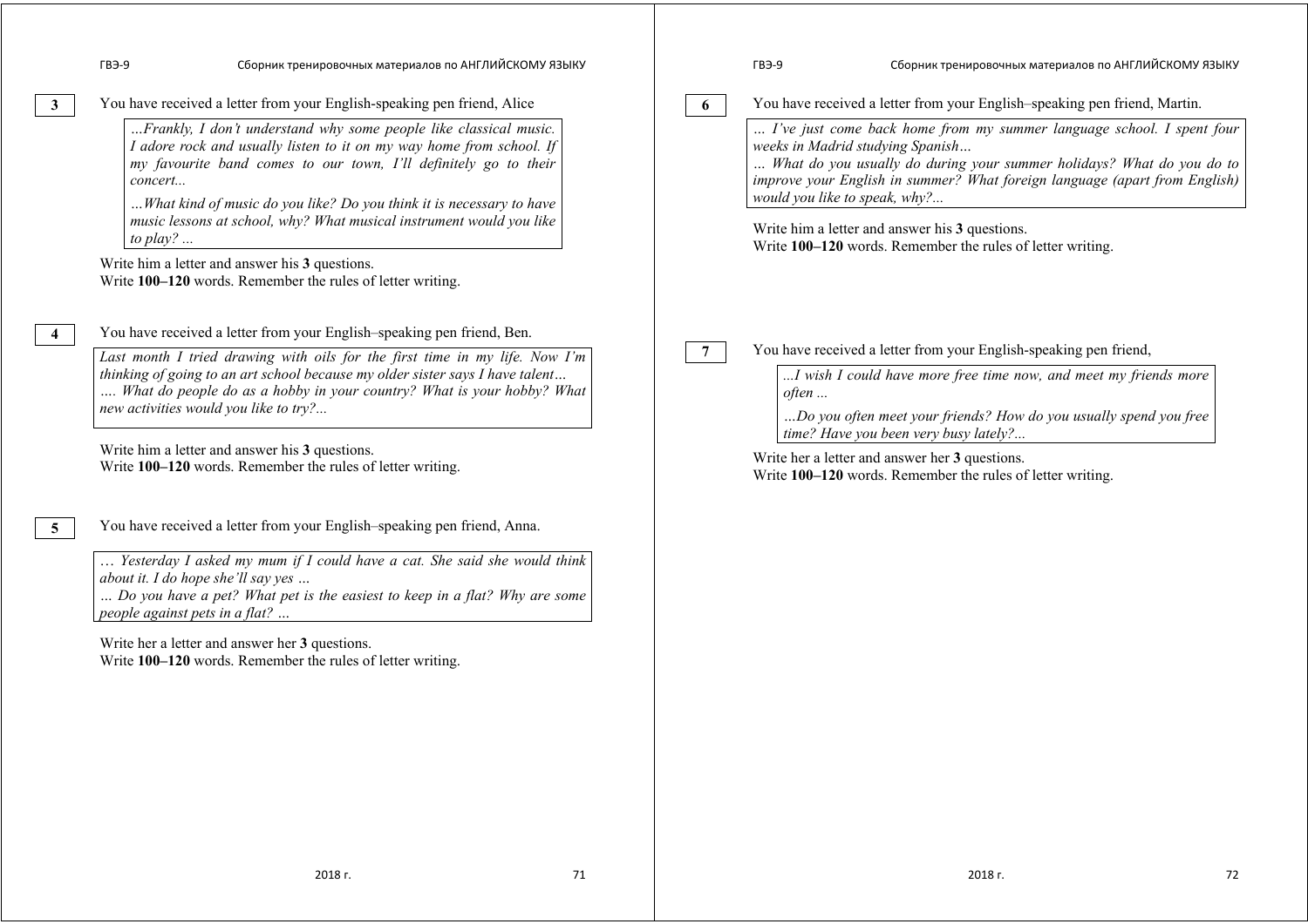**3** You have received a letter from your English-speaking pen friend, Alice

> *...Frankly, I don't understand why some people like classical music. I adore rock and usually listen to it on my way home from school. If my favourite band comes to our town, I'll definitely go to their concert...*
>
> *...What kind of music do you like? Do you think it is necessary to have music lessons at school, why? What musical instrument would you like to play? ...*

Write him a letter and answer his **3** questions.
Write **100–120** words. Remember the rules of letter writing.

**4** You have received a letter from your English–speaking pen friend, Ben.

> *Last month I tried drawing with oils for the first time in my life. Now I'm thinking of going to an art school because my older sister says I have talent…*
> *…. What do people do as a hobby in your country? What is your hobby? What new activities would you like to try?...*

Write him a letter and answer his **3** questions.
Write **100–120** words. Remember the rules of letter writing.

**5** You have received a letter from your English–speaking pen friend, Anna.

> *… Yesterday I asked my mum if I could have a cat. She said she would think about it. I do hope she'll say yes …*
> *… Do you have a pet? What pet is the easiest to keep in a flat? Why are some people against pets in a flat? …*

Write her a letter and answer her **3** questions.
Write **100–120** words. Remember the rules of letter writing.

**6** You have received a letter from your English–speaking pen friend, Martin.

> *... I've just come back home from my summer language school. I spent four weeks in Madrid studying Spanish…*
> *... What do you usually do during your summer holidays? What do you do to improve your English in summer? What foreign language (apart from English) would you like to speak, why?...*

Write him a letter and answer his **3** questions.
Write **100–120** words. Remember the rules of letter writing.

**7** You have received a letter from your English-speaking pen friend,

> *...I wish I could have more free time now, and meet my friends more often ...*
>
> *...Do you often meet your friends? How do you usually spend you free time? Have you been very busy lately?...*

Write her a letter and answer her **3** questions.
Write **100–120** words. Remember the rules of letter writing.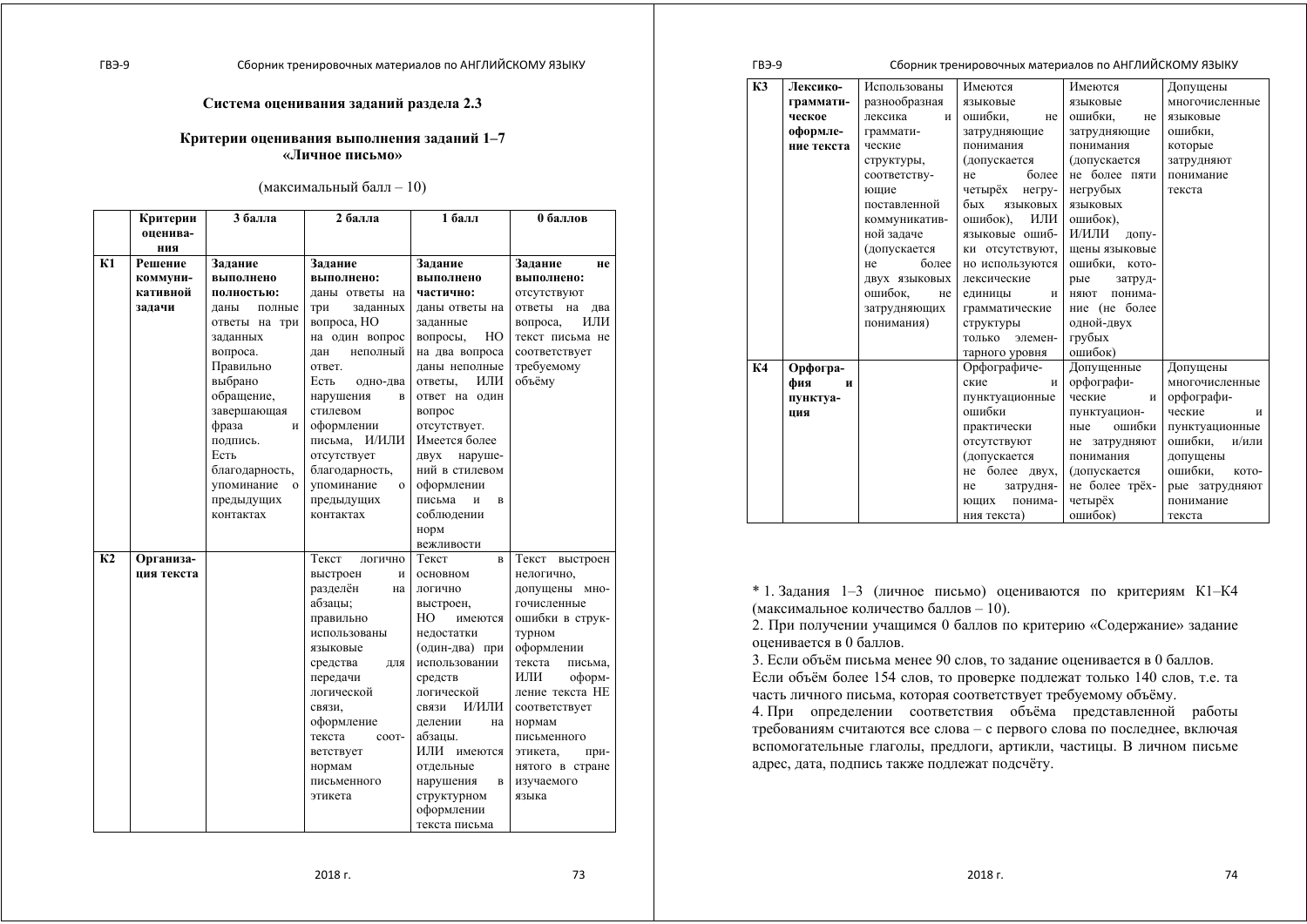## Система оценивания заданий раздела 2.3

### Критерии оценивания выполнения заданий 1–7 «Личное письмо»

(максимальный балл – 10)

| | Критерии оценивания | 3 балла | 2 балла | 1 балл | 0 баллов |
|---|---|---|---|---|---|
| К1 | Решение коммуникативной задачи | **Задание выполнено полностью:** даны полные ответы на три заданных вопроса. Правильно выбрано обращение, завершающая фраза и подпись. Есть благодарность, упоминание о предыдущих контактах | **Задание выполнено:** даны ответы на три заданных вопроса, НО на один вопрос дан неполный ответ. Есть одно-два нарушения в стилевом оформлении письма, И/ИЛИ отсутствует благодарность, упоминание о предыдущих контактах | **Задание выполнено частично:** даны ответы на заданные вопросы, НО на два вопроса даны неполные ответы, ИЛИ ответ на один вопрос отсутствует. Имеется более двух нарушений в стилевом оформлении письма и в соблюдении норм вежливости | **Задание не выполнено:** отсутствуют ответы на два вопроса, ИЛИ текст письма не соответствует требуемому объёму |
| К2 | Организация текста | | Текст логично выстроен и разделён на абзацы; правильно использованы языковые средства для передачи логической связи, оформление текста соответствует нормам письменного этикета | Текст в основном логично выстроен, НО имеются недостатки (один-два) при использовании средств логической связи И/ИЛИ делении на абзацы. ИЛИ имеются отдельные нарушения в структурном оформлении текста письма | Текст выстроен нелогично, допущены многочисленные ошибки в структурном оформлении текста письма, ИЛИ оформление текста НЕ соответствует нормам письменного этикета, принятого в стране изучаемого языка |
| К3 | Лексико-грамматическое оформление текста | Использованы разнообразная лексика и грамматические структуры, соответствующие поставленной коммуникативной задаче (допускается не более двух языковых ошибок, не затрудняющих понимания) | Имеются языковые ошибки, не затрудняющие понимания (допускается не более четырёх негрубых языковых ошибок), ИЛИ языковые ошибки отсутствуют, но используются лексические единицы и грамматические структуры только элементарного уровня | Имеются языковые ошибки, не затрудняющие понимания (допускается не более пяти негрубых языковых ошибок), И/ИЛИ допущены языковые ошибки, которые затрудняют понимание (не более одной-двух грубых ошибок) | Допущены многочисленные языковые ошибки, которые затрудняют понимание текста |
| К4 | Орфография и пунктуация | | Орфографические и пунктуационные ошибки практически отсутствуют (допускается не более двух, не затрудняющих понимания текста) | Допущенные орфографические и пунктуационные ошибки не затрудняют понимания (допускается не более трёх-четырёх ошибок) | Допущены многочисленные орфографические и пунктуационные ошибки, и/или допущены ошибки, которые затрудняют понимание текста |

\* 1. Задания 1–3 (личное письмо) оцениваются по критериям К1–К4 (максимальное количество баллов – 10).

2. При получении учащимся 0 баллов по критерию «Содержание» задание оценивается в 0 баллов.

3. Если объём письма менее 90 слов, то задание оценивается в 0 баллов. Если объём более 154 слов, то проверке подлежат только 140 слов, т.е. та часть личного письма, которая соответствует требуемому объёму.

4. При определении соответствия объёма представленной работы требованиям считаются все слова – с первого слова по последнее, включая вспомогательные глаголы, предлоги, артикли, частицы. В личном письме адрес, дата, подпись также подлежат подсчёту.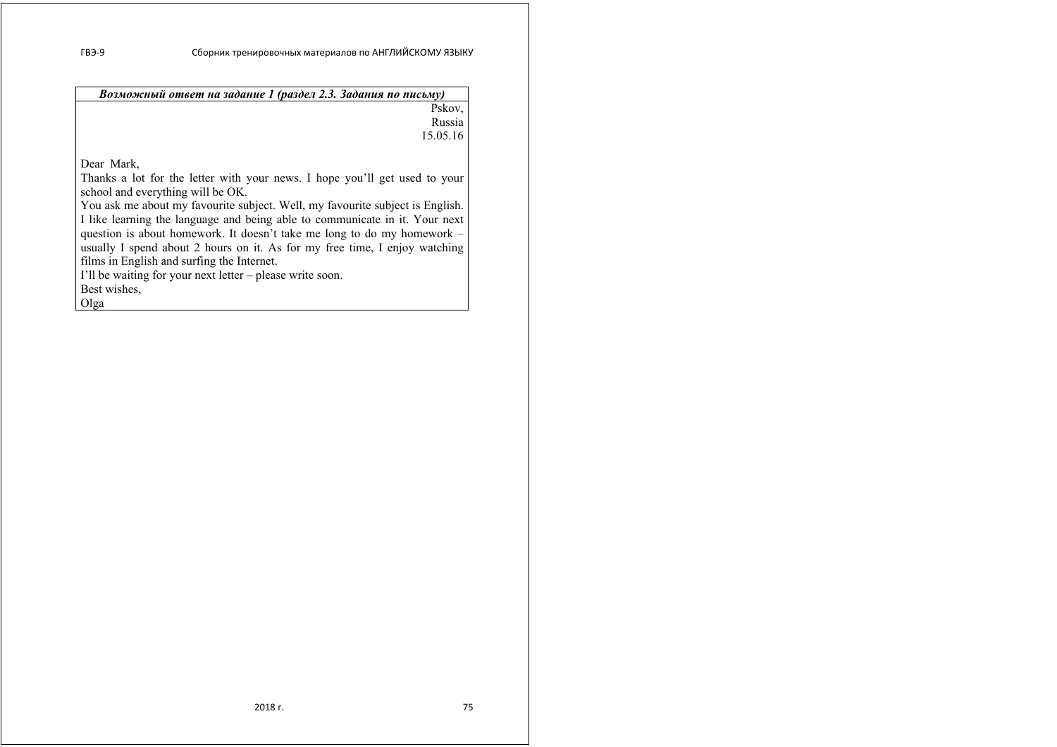***Возможный ответ на задание 1 (раздел 2.3. Задания по письму)***

Pskov,
Russia
15.05.16

Dear Mark,

Thanks a lot for the letter with your news. I hope you'll get used to your school and everything will be OK.

You ask me about my favourite subject. Well, my favourite subject is English. I like learning the language and being able to communicate in it. Your next question is about homework. It doesn't take me long to do my homework – usually I spend about 2 hours on it. As for my free time, I enjoy watching films in English and surfing the Internet.

I'll be waiting for your next letter – please write soon.

Best wishes,

Olga